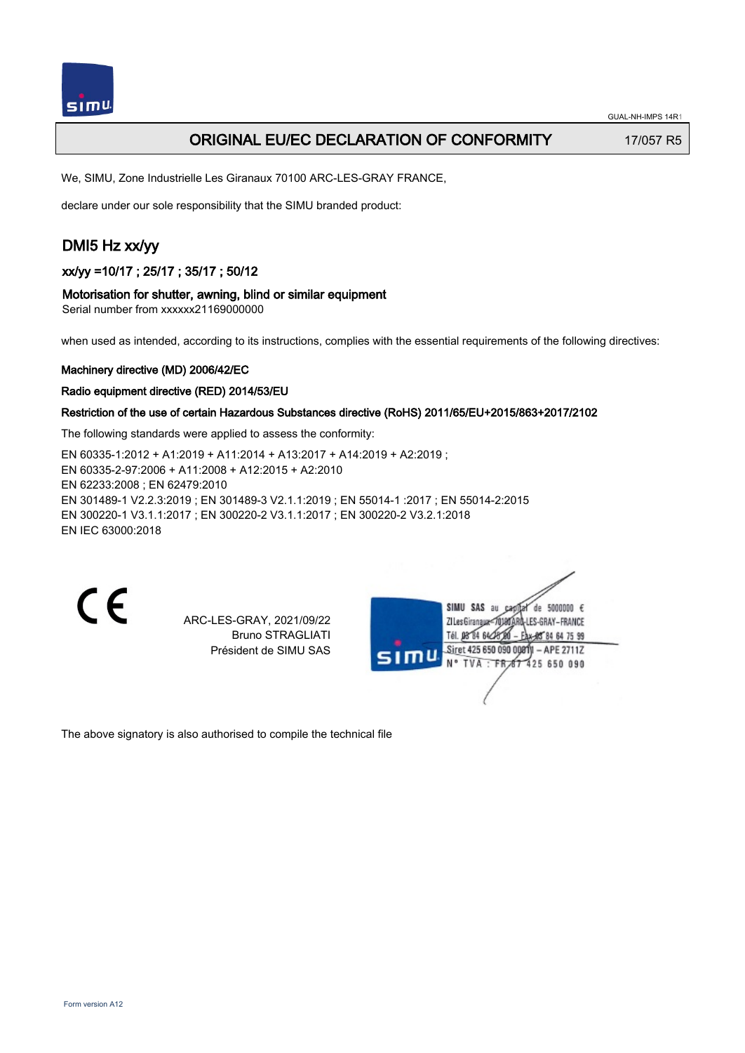# ORIGINAL EU/EC DECLARATION OF CONFORMITY

17/057 R5

We, SIMU, Zone Industrielle Les Giranaux 70100 ARC-LES-GRAY FRANCE,

declare under our sole responsibility that the SIMU branded product:

## DMI5 Hz xx/yy

### xx/yy =10/17 ; 25/17 ; 35/17 ; 50/12

### Motorisation for shutter, awning, blind or similar equipment

Serial number from xxxxxx21169000000

when used as intended, according to its instructions, complies with the essential requirements of the following directives:

**Machinery directive (MD) 2006/42/EC**

**Radio equipment directive (RED) 2014/53/EU**

**Restriction of the use of certain Hazardous Substances directive (RoHS) 2011/65/EU+2015/863+2017/2102**

The following standards were applied to assess the conformity:

EN 60335-1:2012 + A1:2019 + A11:2014 + A13:2017 + A14:2019 + A2:2019 ;
EN 60335-2-97:2006 + A11:2008 + A12:2015 + A2:2010
EN 62233:2008 ; EN 62479:2010
EN 301489-1 V2.2.3:2019 ; EN 301489-3 V2.1.1:2019 ; EN 55014-1 :2017 ; EN 55014-2:2015
EN 300220-1 V3.1.1:2017 ; EN 300220-2 V3.1.1:2017 ; EN 300220-2 V3.2.1:2018
EN IEC 63000:2018

CE

ARC-LES-GRAY, 2021/09/22
Bruno STRAGLIATI
Président de SIMU SAS

SIMU SAS au capital de 5000000 €
ZI Les Giranaux 70100 ARC-LES-GRAY-FRANCE
Tél. 03 84 64 75 00 – Fax 03 84 64 75 99
Siret 425 650 090 00011 – APE 2711Z
N° TVA : FR 67 425 650 090

The above signatory is also authorised to compile the technical file

Form version A12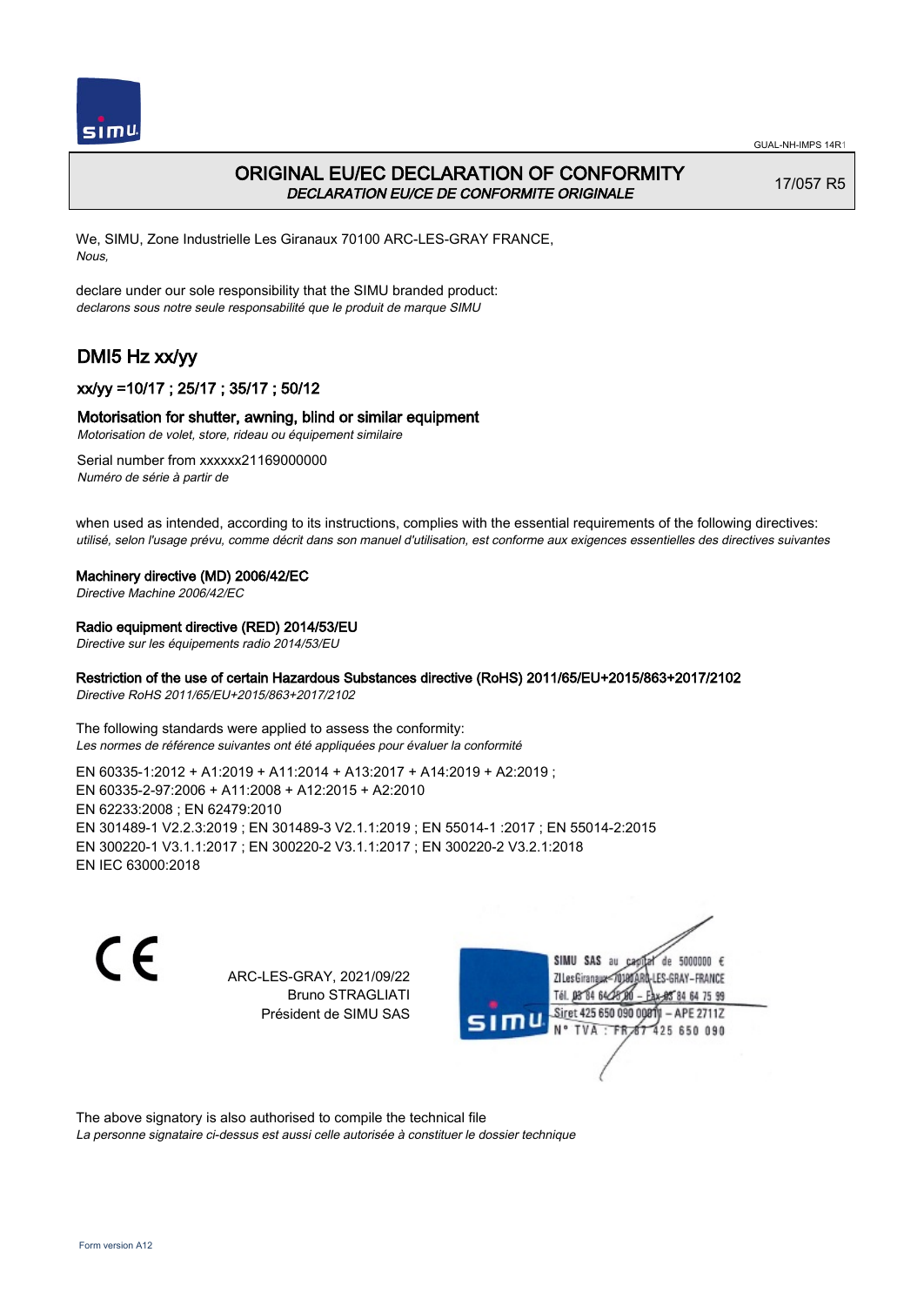# ORIGINAL EU/EC DECLARATION OF CONFORMITY

*DECLARATION EU/CE DE CONFORMITE ORIGINALE*

17/057 R5

We, SIMU, Zone Industrielle Les Giranaux 70100 ARC-LES-GRAY FRANCE,
*Nous,*

declare under our sole responsibility that the SIMU branded product:
*declarons sous notre seule responsabilité que le produit de marque SIMU*

## DMI5 Hz xx/yy

### xx/yy =10/17 ; 25/17 ; 35/17 ; 50/12

### Motorisation for shutter, awning, blind or similar equipment

*Motorisation de volet, store, rideau ou équipement similaire*

Serial number from xxxxxx21169000000
*Numéro de série à partir de*

when used as intended, according to its instructions, complies with the essential requirements of the following directives:
*utilisé, selon l'usage prévu, comme décrit dans son manuel d'utilisation, est conforme aux exigences essentielles des directives suivantes*

**Machinery directive (MD) 2006/42/EC**
*Directive Machine 2006/42/EC*

**Radio equipment directive (RED) 2014/53/EU**
*Directive sur les équipements radio 2014/53/EU*

**Restriction of the use of certain Hazardous Substances directive (RoHS) 2011/65/EU+2015/863+2017/2102**
*Directive RoHS 2011/65/EU+2015/863+2017/2102*

The following standards were applied to assess the conformity:
*Les normes de référence suivantes ont été appliquées pour évaluer la conformité*

EN 60335-1:2012 + A1:2019 + A11:2014 + A13:2017 + A14:2019 + A2:2019 ;
EN 60335-2-97:2006 + A11:2008 + A12:2015 + A2:2010
EN 62233:2008 ; EN 62479:2010
EN 301489-1 V2.2.3:2019 ; EN 301489-3 V2.1.1:2019 ; EN 55014-1 :2017 ; EN 55014-2:2015
EN 300220-1 V3.1.1:2017 ; EN 300220-2 V3.1.1:2017 ; EN 300220-2 V3.2.1:2018
EN IEC 63000:2018

CE

ARC-LES-GRAY, 2021/09/22
Bruno STRAGLIATI
Président de SIMU SAS

SIMU SAS au capital de 5000000 €
ZI Les Giranaux 70100 ARC-LES-GRAY-FRANCE
Tél. 03 84 64 28 00 – Fax 03 84 64 75 99
Siret 425 650 090 00011 – APE 2711Z
N° TVA : FR 67 425 650 090

The above signatory is also authorised to compile the technical file
*La personne signataire ci-dessus est aussi celle autorisée à constituer le dossier technique*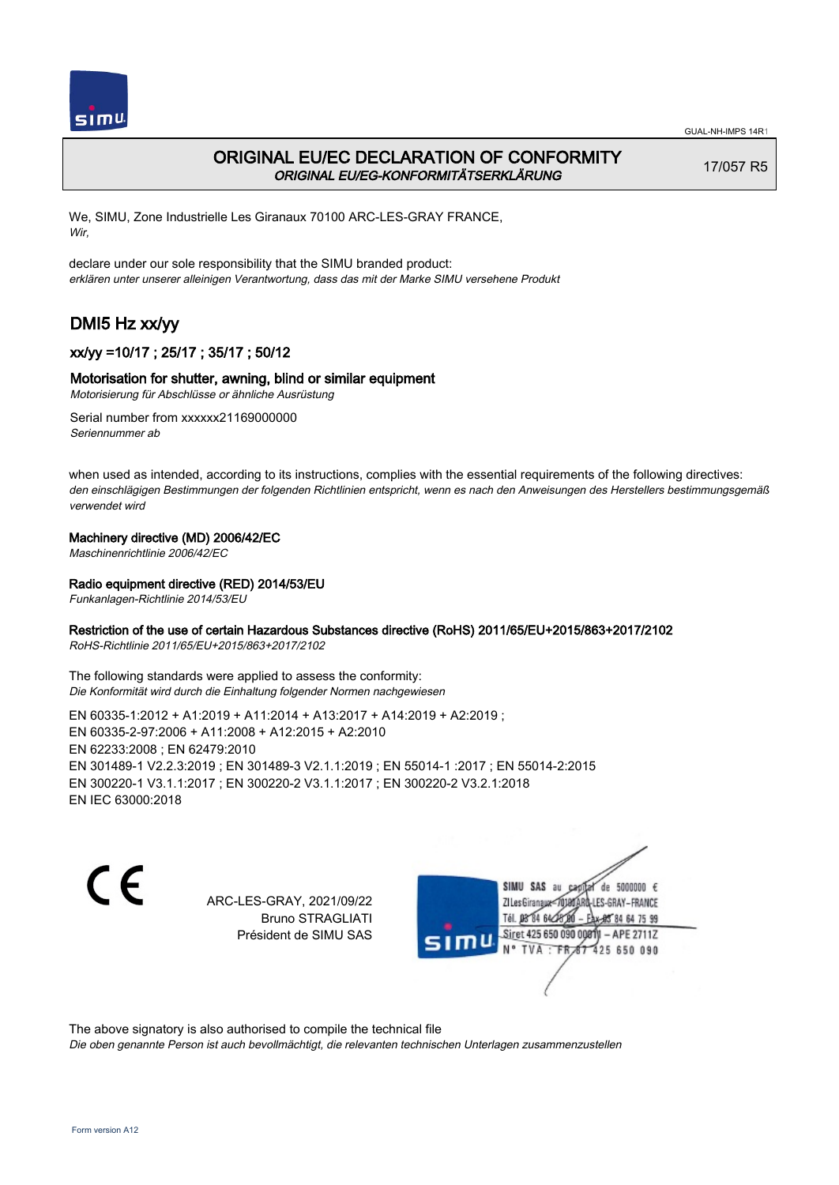# ORIGINAL EU/EC DECLARATION OF CONFORMITY

*ORIGINAL EU/EG-KONFORMITÄTSERKLÄRUNG*

17/057 R5

We, SIMU, Zone Industrielle Les Giranaux 70100 ARC-LES-GRAY FRANCE,
*Wir,*

declare under our sole responsibility that the SIMU branded product:
*erklären unter unserer alleinigen Verantwortung, dass das mit der Marke SIMU versehene Produkt*

## DMI5 Hz xx/yy

### xx/yy =10/17 ; 25/17 ; 35/17 ; 50/12

### Motorisation for shutter, awning, blind or similar equipment

*Motorisierung für Abschlüsse or ähnliche Ausrüstung*

Serial number from xxxxxx21169000000
*Seriennummer ab*

when used as intended, according to its instructions, complies with the essential requirements of the following directives:
*den einschlägigen Bestimmungen der folgenden Richtlinien entspricht, wenn es nach den Anweisungen des Herstellers bestimmungsgemäß verwendet wird*

**Machinery directive (MD) 2006/42/EC**
*Maschinenrichtlinie 2006/42/EC*

**Radio equipment directive (RED) 2014/53/EU**
*Funkanlagen-Richtlinie 2014/53/EU*

**Restriction of the use of certain Hazardous Substances directive (RoHS) 2011/65/EU+2015/863+2017/2102**
*RoHS-Richtlinie 2011/65/EU+2015/863+2017/2102*

The following standards were applied to assess the conformity:
*Die Konformität wird durch die Einhaltung folgender Normen nachgewiesen*

EN 60335-1:2012 + A1:2019 + A11:2014 + A13:2017 + A14:2019 + A2:2019 ;
EN 60335-2-97:2006 + A11:2008 + A12:2015 + A2:2010
EN 62233:2008 ; EN 62479:2010
EN 301489-1 V2.2.3:2019 ; EN 301489-3 V2.1.1:2019 ; EN 55014-1 :2017 ; EN 55014-2:2015
EN 300220-1 V3.1.1:2017 ; EN 300220-2 V3.1.1:2017 ; EN 300220-2 V3.2.1:2018
EN IEC 63000:2018

ARC-LES-GRAY, 2021/09/22
Bruno STRAGLIATI
Président de SIMU SAS

SIMU SAS au capital de 5000000 €
ZI Les Giranaux 70100 ARC-LES-GRAY-FRANCE
Tél. 03 84 64 75 00 – Fax 03 84 64 75 99
Siret 425 650 090 00011 – APE 2711Z
N° TVA : FR 87 425 650 090

The above signatory is also authorised to compile the technical file
*Die oben genannte Person ist auch bevollmächtigt, die relevanten technischen Unterlagen zusammenzustellen*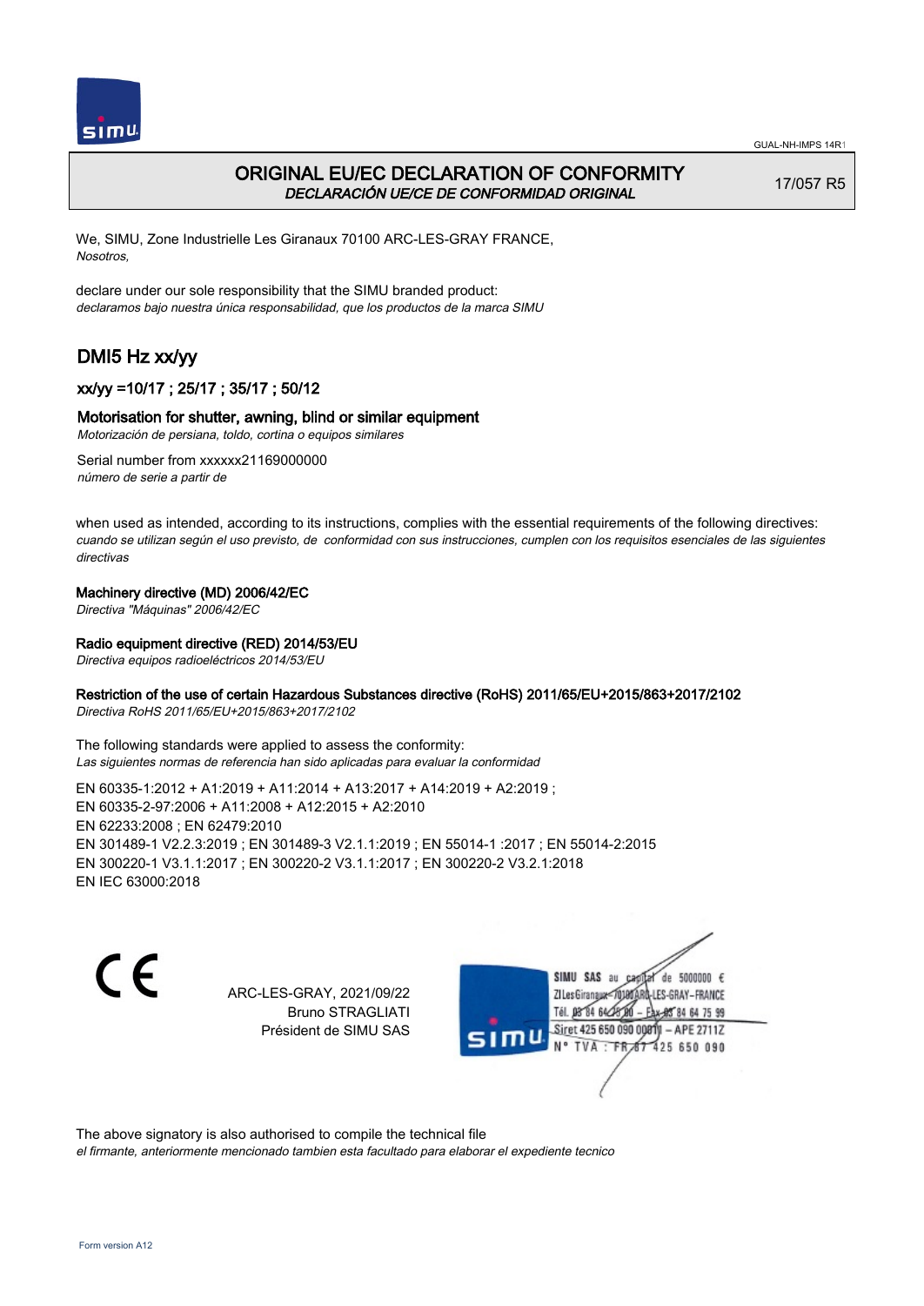# ORIGINAL EU/EC DECLARATION OF CONFORMITY

*DECLARACIÓN UE/CE DE CONFORMIDAD ORIGINAL*

17/057 R5

We, SIMU, Zone Industrielle Les Giranaux 70100 ARC-LES-GRAY FRANCE,
*Nosotros,*

declare under our sole responsibility that the SIMU branded product:
*declaramos bajo nuestra única responsabilidad, que los productos de la marca SIMU*

## DMI5 Hz xx/yy

### xx/yy =10/17 ; 25/17 ; 35/17 ; 50/12

### Motorisation for shutter, awning, blind or similar equipment

*Motorización de persiana, toldo, cortina o equipos similares*

Serial number from xxxxxx21169000000
*número de serie a partir de*

when used as intended, according to its instructions, complies with the essential requirements of the following directives:
*cuando se utilizan según el uso previsto, de conformidad con sus instrucciones, cumplen con los requisitos esenciales de las siguientes directivas*

**Machinery directive (MD) 2006/42/EC**
*Directiva "Máquinas" 2006/42/EC*

**Radio equipment directive (RED) 2014/53/EU**
*Directiva equipos radioeléctricos 2014/53/EU*

**Restriction of the use of certain Hazardous Substances directive (RoHS) 2011/65/EU+2015/863+2017/2102**
*Directiva RoHS 2011/65/EU+2015/863+2017/2102*

The following standards were applied to assess the conformity:
*Las siguientes normas de referencia han sido aplicadas para evaluar la conformidad*

EN 60335-1:2012 + A1:2019 + A11:2014 + A13:2017 + A14:2019 + A2:2019 ;
EN 60335-2-97:2006 + A11:2008 + A12:2015 + A2:2010
EN 62233:2008 ; EN 62479:2010
EN 301489-1 V2.2.3:2019 ; EN 301489-3 V2.1.1:2019 ; EN 55014-1 :2017 ; EN 55014-2:2015
EN 300220-1 V3.1.1:2017 ; EN 300220-2 V3.1.1:2017 ; EN 300220-2 V3.2.1:2018
EN IEC 63000:2018

CE

ARC-LES-GRAY, 2021/09/22
Bruno STRAGLIATI
Président de SIMU SAS

SIMU SAS au capital de 5000000 €
ZI Les Giranaux 70100 ARC-LES-GRAY-FRANCE
Tél. 03 84 64 75 00 – Fax 03 84 64 75 99
Siret 425 650 090 00011 – APE 2711Z
N° TVA : FR 87 425 650 090

The above signatory is also authorised to compile the technical file
*el firmante, anteriormente mencionado tambien esta facultado para elaborar el expediente tecnico*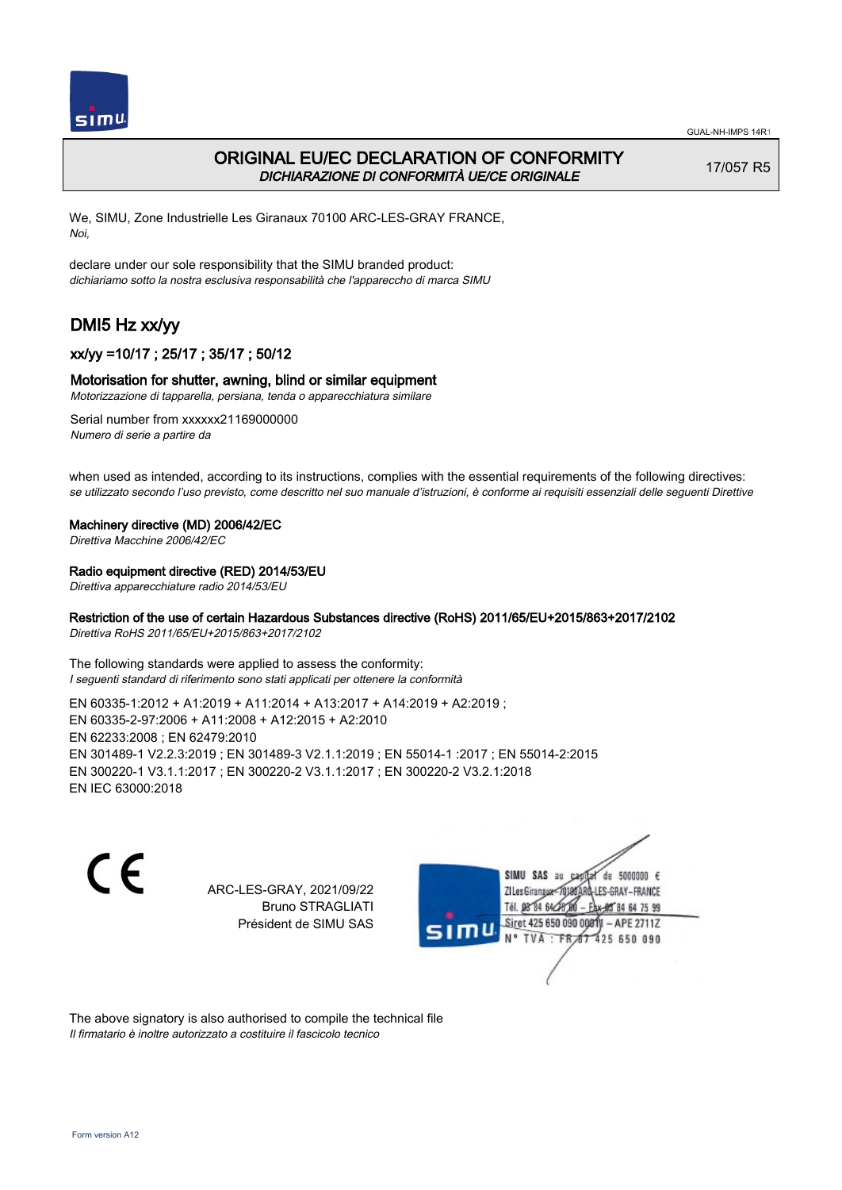# ORIGINAL EU/EC DECLARATION OF CONFORMITY
*DICHIARAZIONE DI CONFORMITÀ UE/CE ORIGINALE*

17/057 R5

We, SIMU, Zone Industrielle Les Giranaux 70100 ARC-LES-GRAY FRANCE,
*Noi,*

declare under our sole responsibility that the SIMU branded product:
*dichiariamo sotto la nostra esclusiva responsabilità che l'appareccho di marca SIMU*

## DMI5 Hz xx/yy

### xx/yy =10/17 ; 25/17 ; 35/17 ; 50/12

### Motorisation for shutter, awning, blind or similar equipment
*Motorizzazione di tapparella, persiana, tenda o apparecchiatura similare*

Serial number from xxxxxx21169000000
*Numero di serie a partire da*

when used as intended, according to its instructions, complies with the essential requirements of the following directives:
*se utilizzato secondo l'uso previsto, come descritto nel suo manuale d'istruzioni, è conforme ai requisiti essenziali delle seguenti Direttive*

**Machinery directive (MD) 2006/42/EC**
*Direttiva Macchine 2006/42/EC*

**Radio equipment directive (RED) 2014/53/EU**
*Direttiva apparecchiature radio 2014/53/EU*

**Restriction of the use of certain Hazardous Substances directive (RoHS) 2011/65/EU+2015/863+2017/2102**
*Direttiva RoHS 2011/65/EU+2015/863+2017/2102*

The following standards were applied to assess the conformity:
*I seguenti standard di riferimento sono stati applicati per ottenere la conformità*

EN 60335-1:2012 + A1:2019 + A11:2014 + A13:2017 + A14:2019 + A2:2019 ;
EN 60335-2-97:2006 + A11:2008 + A12:2015 + A2:2010
EN 62233:2008 ; EN 62479:2010
EN 301489-1 V2.2.3:2019 ; EN 301489-3 V2.1.1:2019 ; EN 55014-1 :2017 ; EN 55014-2:2015
EN 300220-1 V3.1.1:2017 ; EN 300220-2 V3.1.1:2017 ; EN 300220-2 V3.2.1:2018
EN IEC 63000:2018

CE

ARC-LES-GRAY, 2021/09/22
Bruno STRAGLIATI
Président de SIMU SAS

SIMU SAS au capital de 5000000 €
ZI Les Giranaux 70100 ARC-LES-GRAY-FRANCE
Tél. 03 84 64 75 00 – Fax 03 84 64 75 99
Siret 425 650 090 00011 – APE 2711Z
N° TVA : FR 67 425 650 090

The above signatory is also authorised to compile the technical file
*Il firmatario è inoltre autorizzato a costituire il fascicolo tecnico*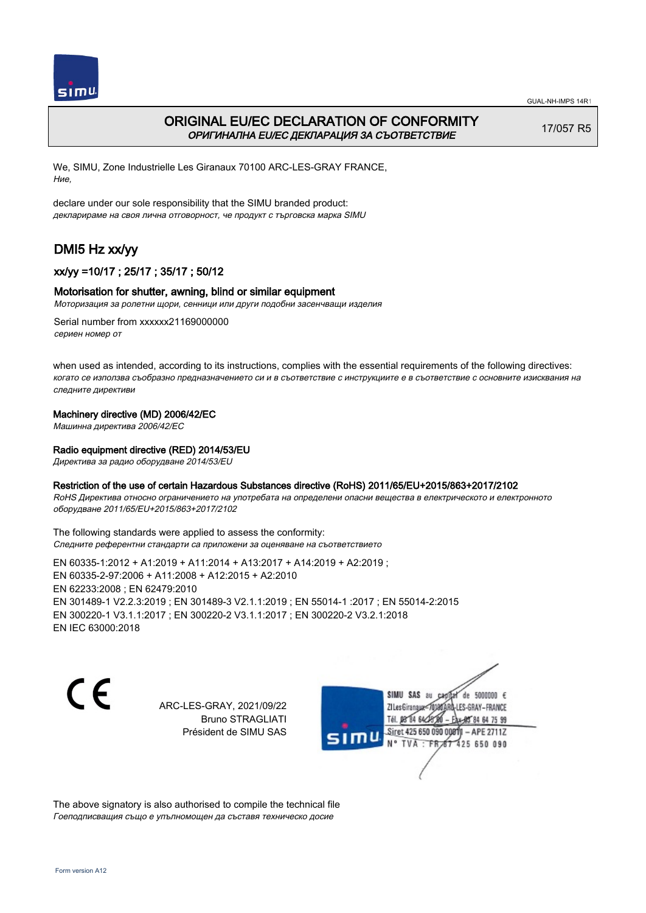# ORIGINAL EU/EC DECLARATION OF CONFORMITY

*ОРИГИНАЛНА EU/EC ДЕКЛАРАЦИЯ ЗА СЪОТВЕТСТВИЕ*

17/057 R5

We, SIMU, Zone Industrielle Les Giranaux 70100 ARC-LES-GRAY FRANCE,
*Ние,*

declare under our sole responsibility that the SIMU branded product:
*декларираме на своя лична отговорност, че продукт с търговска марка SIMU*

## DMI5 Hz xx/yy

### xx/yy =10/17 ; 25/17 ; 35/17 ; 50/12

### Motorisation for shutter, awning, blind or similar equipment

*Моторизация за ролетни щори, сенници или други подобни засенчващи изделия*

Serial number from xxxxxx21169000000
*сериен номер от*

when used as intended, according to its instructions, complies with the essential requirements of the following directives:
*когато се използва съобразно предназначението си и в съответствие с инструкциите е в съответствие с основните изисквания на следните директиви*

**Machinery directive (MD) 2006/42/EC**
*Машинна директива 2006/42/EC*

**Radio equipment directive (RED) 2014/53/EU**
*Директива за радио оборудване 2014/53/EU*

**Restriction of the use of certain Hazardous Substances directive (RoHS) 2011/65/EU+2015/863+2017/2102**
*RoHS Директива относно ограничението на употребата на определени опасни вещества в електрическото и електронното оборудване 2011/65/EU+2015/863+2017/2102*

The following standards were applied to assess the conformity:
*Следните референтни стандарти са приложени за оценяване на съответствието*

EN 60335-1:2012 + A1:2019 + A11:2014 + A13:2017 + A14:2019 + A2:2019 ;
EN 60335-2-97:2006 + A11:2008 + A12:2015 + A2:2010
EN 62233:2008 ; EN 62479:2010
EN 301489-1 V2.2.3:2019 ; EN 301489-3 V2.1.1:2019 ; EN 55014-1 :2017 ; EN 55014-2:2015
EN 300220-1 V3.1.1:2017 ; EN 300220-2 V3.1.1:2017 ; EN 300220-2 V3.2.1:2018
EN IEC 63000:2018

CE

ARC-LES-GRAY, 2021/09/22
Bruno STRAGLIATI
Président de SIMU SAS

SIMU SAS au capital de 5000000 €
ZI Les Giranaux 70100 ARC-LES-GRAY-FRANCE
Tél. 03 84 64 75 00 – Fax 03 84 64 75 99
Siret 425 650 090 00011 – APE 2711Z
N° TVA : FR 87 425 650 090

The above signatory is also authorised to compile the technical file
*Гоеподписващия също е упълномощен да съставя техническо досие*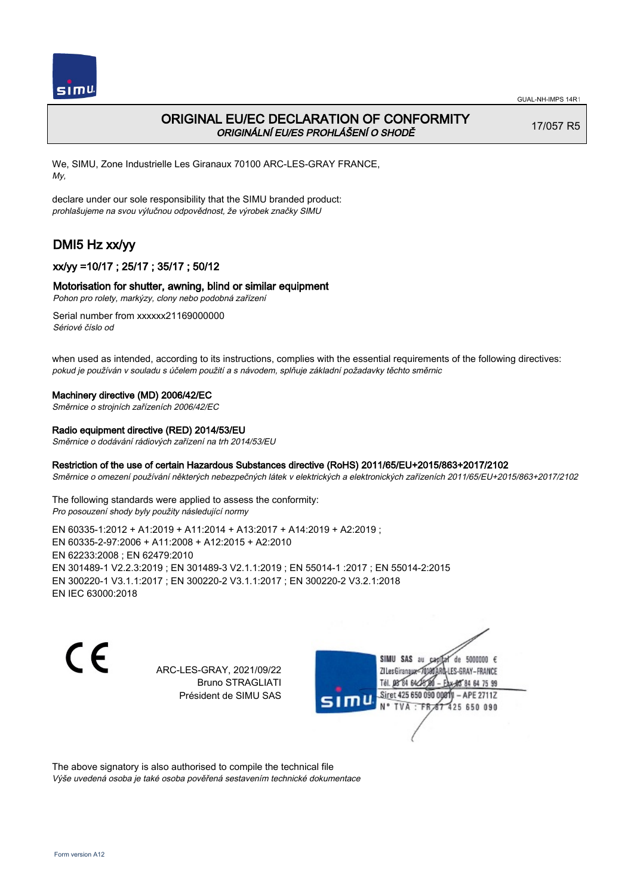# ORIGINAL EU/EC DECLARATION OF CONFORMITY

*ORIGINÁLNÍ EU/ES PROHLÁŠENÍ O SHODĚ*

17/057 R5

We, SIMU, Zone Industrielle Les Giranaux 70100 ARC-LES-GRAY FRANCE,
*My,*

declare under our sole responsibility that the SIMU branded product:
*prohlašujeme na svou výlučnou odpovědnost, že výrobek značky SIMU*

## DMI5 Hz xx/yy

### xx/yy =10/17 ; 25/17 ; 35/17 ; 50/12

### Motorisation for shutter, awning, blind or similar equipment

*Pohon pro rolety, markýzy, clony nebo podobná zařízení*

Serial number from xxxxxx21169000000
*Sériové číslo od*

when used as intended, according to its instructions, complies with the essential requirements of the following directives:
*pokud je používán v souladu s účelem použití a s návodem, splňuje základní požadavky těchto směrnic*

**Machinery directive (MD) 2006/42/EC**
*Směrnice o strojních zařízeních 2006/42/EC*

**Radio equipment directive (RED) 2014/53/EU**
*Směrnice o dodávání rádiových zařízení na trh 2014/53/EU*

**Restriction of the use of certain Hazardous Substances directive (RoHS) 2011/65/EU+2015/863+2017/2102**
*Směrnice o omezení používání některých nebezpečných látek v elektrických a elektronických zařízeních 2011/65/EU+2015/863+2017/2102*

The following standards were applied to assess the conformity:
*Pro posouzení shody byly použity následující normy*

EN 60335-1:2012 + A1:2019 + A11:2014 + A13:2017 + A14:2019 + A2:2019 ;
EN 60335-2-97:2006 + A11:2008 + A12:2015 + A2:2010
EN 62233:2008 ; EN 62479:2010
EN 301489-1 V2.2.3:2019 ; EN 301489-3 V2.1.1:2019 ; EN 55014-1 :2017 ; EN 55014-2:2015
EN 300220-1 V3.1.1:2017 ; EN 300220-2 V3.1.1:2017 ; EN 300220-2 V3.2.1:2018
EN IEC 63000:2018

ARC-LES-GRAY, 2021/09/22
Bruno STRAGLIATI
Président de SIMU SAS

SIMU SAS au capital de 5000000 €
ZI Les Giranaux 70100 ARC-LES-GRAY-FRANCE
Tél. 03 84 64 75 00 – Fax 03 84 64 75 99
Siret 425 650 090 00011 – APE 2711Z
N° TVA : FR 67 425 650 090

The above signatory is also authorised to compile the technical file
*Výše uvedená osoba je také osoba pověřená sestavením technické dokumentace*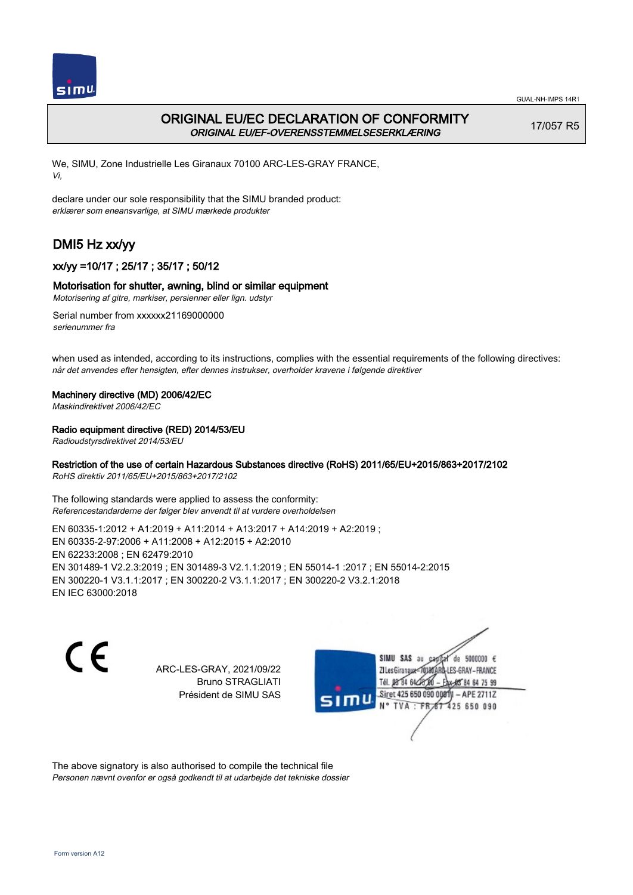GUAL-NH-IMPS 14R1

# ORIGINAL EU/EC DECLARATION OF CONFORMITY
***ORIGINAL EU/EF-OVERENSSTEMMELSESERKLÆRING***

17/057 R5

We, SIMU, Zone Industrielle Les Giranaux 70100 ARC-LES-GRAY FRANCE,
*Vi,*

declare under our sole responsibility that the SIMU branded product:
*erklærer som eneansvarlige, at SIMU mærkede produkter*

## DMI5 Hz xx/yy

### xx/yy =10/17 ; 25/17 ; 35/17 ; 50/12

### Motorisation for shutter, awning, blind or similar equipment
*Motorisering af gitre, markiser, persienner eller lign. udstyr*

Serial number from xxxxxx21169000000
*serienummer fra*

when used as intended, according to its instructions, complies with the essential requirements of the following directives:
*når det anvendes efter hensigten, efter dennes instrukser, overholder kravene i følgende direktiver*

**Machinery directive (MD) 2006/42/EC**
*Maskindirektivet 2006/42/EC*

**Radio equipment directive (RED) 2014/53/EU**
*Radioudstyrsdirektivet 2014/53/EU*

**Restriction of the use of certain Hazardous Substances directive (RoHS) 2011/65/EU+2015/863+2017/2102**
*RoHS direktiv 2011/65/EU+2015/863+2017/2102*

The following standards were applied to assess the conformity:
*Referencestandarderne der følger blev anvendt til at vurdere overholdelsen*

EN 60335-1:2012 + A1:2019 + A11:2014 + A13:2017 + A14:2019 + A2:2019 ;
EN 60335-2-97:2006 + A11:2008 + A12:2015 + A2:2010
EN 62233:2008 ; EN 62479:2010
EN 301489-1 V2.2.3:2019 ; EN 301489-3 V2.1.1:2019 ; EN 55014-1 :2017 ; EN 55014-2:2015
EN 300220-1 V3.1.1:2017 ; EN 300220-2 V3.1.1:2017 ; EN 300220-2 V3.2.1:2018
EN IEC 63000:2018

CE

ARC-LES-GRAY, 2021/09/22
Bruno STRAGLIATI
Président de SIMU SAS

SIMU SAS au capital de 5000000 €
ZI Les Giranaux 70100 ARC-LES-GRAY-FRANCE
Tél. 03 84 64 75 00 – Fax 03 84 64 75 99
Siret 425 650 090 00011 – APE 2711Z
N° TVA : FR 67 425 650 090

The above signatory is also authorised to compile the technical file
*Personen nævnt ovenfor er også godkendt til at udarbejde det tekniske dossier*

Form version A12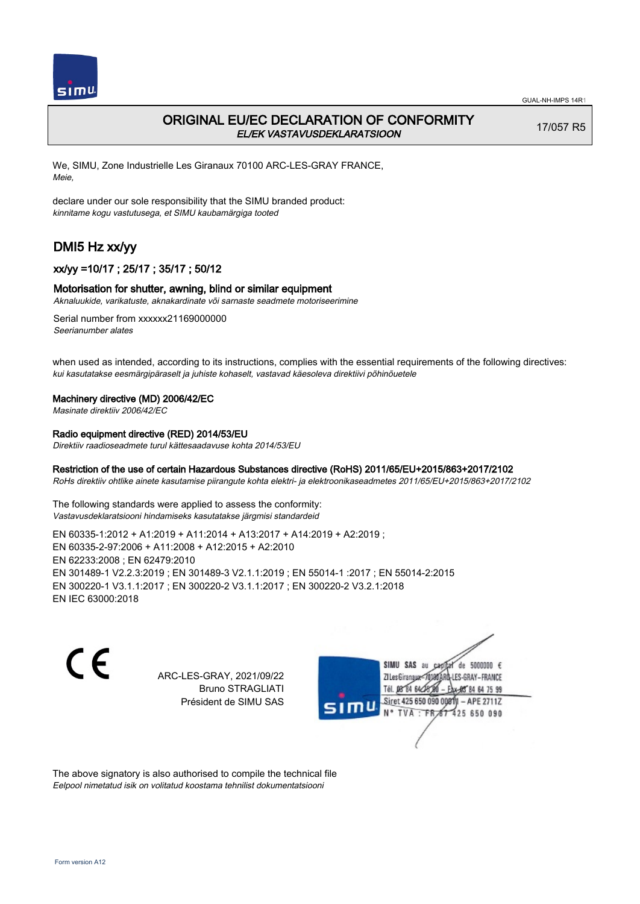# ORIGINAL EU/EC DECLARATION OF CONFORMITY

*EL/EK VASTAVUSDEKLARATSIOON*

17/057 R5

We, SIMU, Zone Industrielle Les Giranaux 70100 ARC-LES-GRAY FRANCE,
*Meie,*

declare under our sole responsibility that the SIMU branded product:
*kinnitame kogu vastutusega, et SIMU kaubamärgiga tooted*

## DMI5 Hz xx/yy

### xx/yy =10/17 ; 25/17 ; 35/17 ; 50/12

### Motorisation for shutter, awning, blind or similar equipment

*Aknaluukide, varikatuste, aknakardinate või sarnaste seadmete motoriseerimine*

Serial number from xxxxxx21169000000
*Seerianumber alates*

when used as intended, according to its instructions, complies with the essential requirements of the following directives:
*kui kasutatakse eesmärgipäraselt ja juhiste kohaselt, vastavad käesoleva direktiivi põhinõuetele*

**Machinery directive (MD) 2006/42/EC**
*Masinate direktiiv 2006/42/EC*

**Radio equipment directive (RED) 2014/53/EU**
*Direktiiv raadioseadmete turul kättesaadavuse kohta 2014/53/EU*

**Restriction of the use of certain Hazardous Substances directive (RoHS) 2011/65/EU+2015/863+2017/2102**
*RoHs direktiiv ohtlike ainete kasutamise piirangute kohta elektri- ja elektroonikaseadmetes 2011/65/EU+2015/863+2017/2102*

The following standards were applied to assess the conformity:
*Vastavusdeklaratsiooni hindamiseks kasutatakse järgmisi standardeid*

EN 60335-1:2012 + A1:2019 + A11:2014 + A13:2017 + A14:2019 + A2:2019 ;
EN 60335-2-97:2006 + A11:2008 + A12:2015 + A2:2010
EN 62233:2008 ; EN 62479:2010
EN 301489-1 V2.2.3:2019 ; EN 301489-3 V2.1.1:2019 ; EN 55014-1 :2017 ; EN 55014-2:2015
EN 300220-1 V3.1.1:2017 ; EN 300220-2 V3.1.1:2017 ; EN 300220-2 V3.2.1:2018
EN IEC 63000:2018

CE

ARC-LES-GRAY, 2021/09/22
Bruno STRAGLIATI
Président de SIMU SAS

SIMU SAS au capital de 5000000 €
ZI Les Giranaux 70100 ARC-LES-GRAY-FRANCE
Tél. 03 84 64 75 00 – Fax 03 84 64 75 99
Siret 425 650 090 00011 – APE 2711Z
N° TVA : FR 67 425 650 090

The above signatory is also authorised to compile the technical file
*Eelpool nimetatud isik on volitatud koostama tehnilist dokumentatsiooni*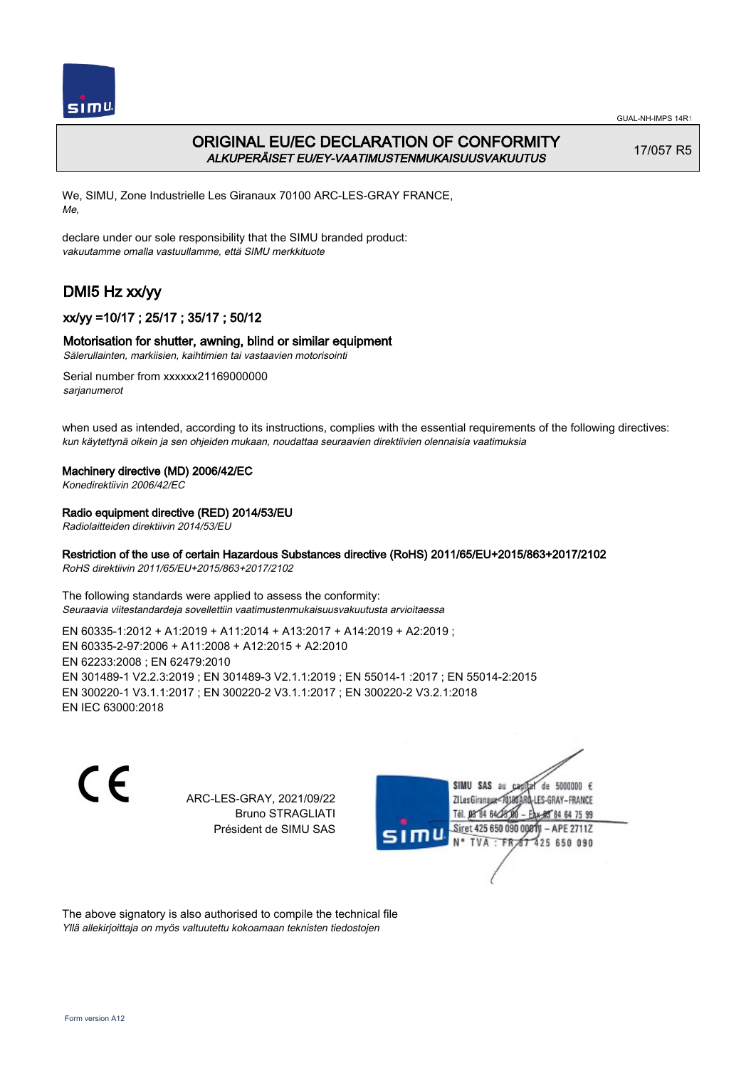GUAL-NH-IMPS 14R1

# ORIGINAL EU/EC DECLARATION OF CONFORMITY
*ALKUPERÄISET EU/EY-VAATIMUSTENMUKAISUUSVAKUUTUS*

17/057 R5

We, SIMU, Zone Industrielle Les Giranaux 70100 ARC-LES-GRAY FRANCE,
*Me,*

declare under our sole responsibility that the SIMU branded product:
*vakuutamme omalla vastuullamme, että SIMU merkkituote*

## DMI5 Hz xx/yy

### xx/yy =10/17 ; 25/17 ; 35/17 ; 50/12

### Motorisation for shutter, awning, blind or similar equipment
*Sälerullainten, markiisien, kaihtimien tai vastaavien motorisointi*

Serial number from xxxxxx21169000000
*sarjanumerot*

when used as intended, according to its instructions, complies with the essential requirements of the following directives:
*kun käytettynä oikein ja sen ohjeiden mukaan, noudattaa seuraavien direktiivien olennaisia vaatimuksia*

**Machinery directive (MD) 2006/42/EC**
*Konedirektiivin 2006/42/EC*

**Radio equipment directive (RED) 2014/53/EU**
*Radiolaitteiden direktiivin 2014/53/EU*

**Restriction of the use of certain Hazardous Substances directive (RoHS) 2011/65/EU+2015/863+2017/2102**
*RoHS direktiivin 2011/65/EU+2015/863+2017/2102*

The following standards were applied to assess the conformity:
*Seuraavia viitestandardeja sovellettiin vaatimustenmukaisuusvakuutusta arvioitaessa*

EN 60335-1:2012 + A1:2019 + A11:2014 + A13:2017 + A14:2019 + A2:2019 ;
EN 60335-2-97:2006 + A11:2008 + A12:2015 + A2:2010
EN 62233:2008 ; EN 62479:2010
EN 301489-1 V2.2.3:2019 ; EN 301489-3 V2.1.1:2019 ; EN 55014-1 :2017 ; EN 55014-2:2015
EN 300220-1 V3.1.1:2017 ; EN 300220-2 V3.1.1:2017 ; EN 300220-2 V3.2.1:2018
EN IEC 63000:2018

CE

ARC-LES-GRAY, 2021/09/22
Bruno STRAGLIATI
Président de SIMU SAS

SIMU SAS au capital de 5000000 €
ZI Les Giranaux 70100 ARC-LES-GRAY-FRANCE
Tél. 03 84 64 75 00 – Fax 03 84 64 75 99
Siret 425 650 090 00011 – APE 2711Z
N° TVA : FR 87 425 650 090

The above signatory is also authorised to compile the technical file
*Yllä allekirjoittaja on myös valtuutettu kokoamaan teknisten tiedostojen*

Form version A12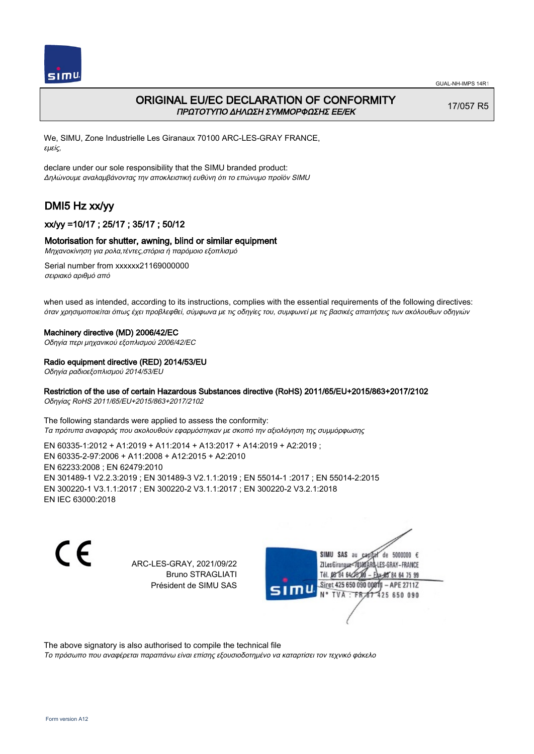# ORIGINAL EU/EC DECLARATION OF CONFORMITY

*ΠΡΩΤΟΤΥΠΟ ΔΗΛΩΣΗ ΣΥΜΜΟΡΦΩΣΗΣ ΕΕ/ΕΚ*

17/057 R5

We, SIMU, Zone Industrielle Les Giranaux 70100 ARC-LES-GRAY FRANCE,
*εμείς,*

declare under our sole responsibility that the SIMU branded product:
*Δηλώνουμε αναλαμβάνοντας την αποκλειστική ευθύνη ότι το επώνυμο προϊόν SIMU*

## DMI5 Hz xx/yy

### xx/yy =10/17 ; 25/17 ; 35/17 ; 50/12

### Motorisation for shutter, awning, blind or similar equipment

*Μηχανοκίνηση για ρολα,τέντες,στόρια ή παρόμοιο εξοπλισμό*

Serial number from xxxxxx21169000000
*σειριακό αριθμό από*

when used as intended, according to its instructions, complies with the essential requirements of the following directives:
*όταν χρησιμοποιείται όπως έχει προβλεφθεί, σύμφωνα με τις οδηγίες του, συμφωνεί με τις βασικές απαιτήσεις των ακόλουθων οδηγιών*

**Machinery directive (MD) 2006/42/EC**
*Οδηγία περι μηχανικού εξοπλισμού 2006/42/EC*

**Radio equipment directive (RED) 2014/53/EU**
*Οδηγία ραδιοεξοπλισμού 2014/53/EU*

**Restriction of the use of certain Hazardous Substances directive (RoHS) 2011/65/EU+2015/863+2017/2102**
*Οδηγίας RoHS 2011/65/EU+2015/863+2017/2102*

The following standards were applied to assess the conformity:
*Τα πρότυπα αναφοράς που ακολουθούν εφαρμόστηκαν με σκοπό την αξιολόγηση της συμμόρφωσης*

EN 60335-1:2012 + A1:2019 + A11:2014 + A13:2017 + A14:2019 + A2:2019 ;
EN 60335-2-97:2006 + A11:2008 + A12:2015 + A2:2010
EN 62233:2008 ; EN 62479:2010
EN 301489-1 V2.2.3:2019 ; EN 301489-3 V2.1.1:2019 ; EN 55014-1 :2017 ; EN 55014-2:2015
EN 300220-1 V3.1.1:2017 ; EN 300220-2 V3.1.1:2017 ; EN 300220-2 V3.2.1:2018
EN IEC 63000:2018

ARC-LES-GRAY, 2021/09/22
Bruno STRAGLIATI
Président de SIMU SAS

SIMU SAS au capital de 5000000 €
ZI Les Giranaux 70100 ARC-LES-GRAY-FRANCE
Tél. 03 84 64 28 00 – Fax 03 84 64 75 99
Siret 425 650 090 00011 – APE 2711Z
N° TVA : FR 67 425 650 090

The above signatory is also authorised to compile the technical file
*Το πρόσωπο που αναφέρεται παραπάνω είναι επίσης εξουσιοδοτημένο να καταρτίσει τον τεχνικό φάκελο*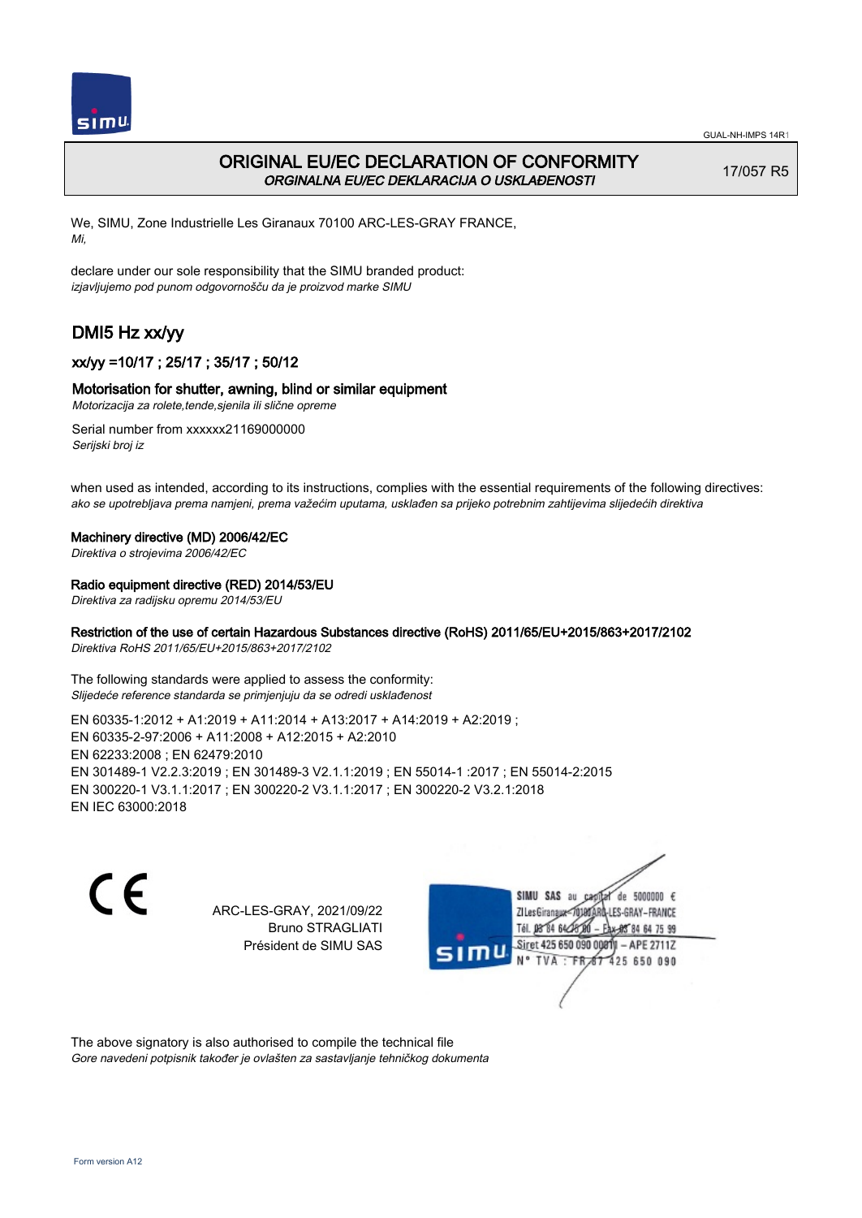# ORIGINAL EU/EC DECLARATION OF CONFORMITY
*ORGINALNA EU/EC DEKLARACIJA O USKLAĐENOSTI*

17/057 R5

We, SIMU, Zone Industrielle Les Giranaux 70100 ARC-LES-GRAY FRANCE,
*Mi,*

declare under our sole responsibility that the SIMU branded product:
*izjavljujemo pod punom odgovornošču da je proizvod marke SIMU*

## DMI5 Hz xx/yy

### xx/yy =10/17 ; 25/17 ; 35/17 ; 50/12

### Motorisation for shutter, awning, blind or similar equipment
*Motorizacija za rolete,tende,sjenila ili slične opreme*

Serial number from xxxxxx21169000000
*Serijski broj iz*

when used as intended, according to its instructions, complies with the essential requirements of the following directives:
*ako se upotrebljava prema namjeni, prema važećim uputama, usklađen sa prijeko potrebnim zahtijevima slijedećih direktiva*

**Machinery directive (MD) 2006/42/EC**
*Direktiva o strojevima 2006/42/EC*

**Radio equipment directive (RED) 2014/53/EU**
*Direktiva za radijsku opremu 2014/53/EU*

**Restriction of the use of certain Hazardous Substances directive (RoHS) 2011/65/EU+2015/863+2017/2102**
*Direktiva RoHS 2011/65/EU+2015/863+2017/2102*

The following standards were applied to assess the conformity:
*Slijedeće reference standarda se primjenjuju da se odredi usklađenost*

EN 60335-1:2012 + A1:2019 + A11:2014 + A13:2017 + A14:2019 + A2:2019 ;
EN 60335-2-97:2006 + A11:2008 + A12:2015 + A2:2010
EN 62233:2008 ; EN 62479:2010
EN 301489-1 V2.2.3:2019 ; EN 301489-3 V2.1.1:2019 ; EN 55014-1 :2017 ; EN 55014-2:2015
EN 300220-1 V3.1.1:2017 ; EN 300220-2 V3.1.1:2017 ; EN 300220-2 V3.2.1:2018
EN IEC 63000:2018

ARC-LES-GRAY, 2021/09/22
Bruno STRAGLIATI
Président de SIMU SAS

SIMU SAS au capital de 5000000 €
ZI Les Giranaux 70100 ARC-LES-GRAY-FRANCE
Tél. 03 84 64 75 00 – Fax 03 84 64 75 99
Siret 425 650 090 00011 – APE 2711Z
N° TVA : FR 67 425 650 090

The above signatory is also authorised to compile the technical file
*Gore navedeni potpisnik također je ovlašten za sastavljanje tehničkog dokumenta*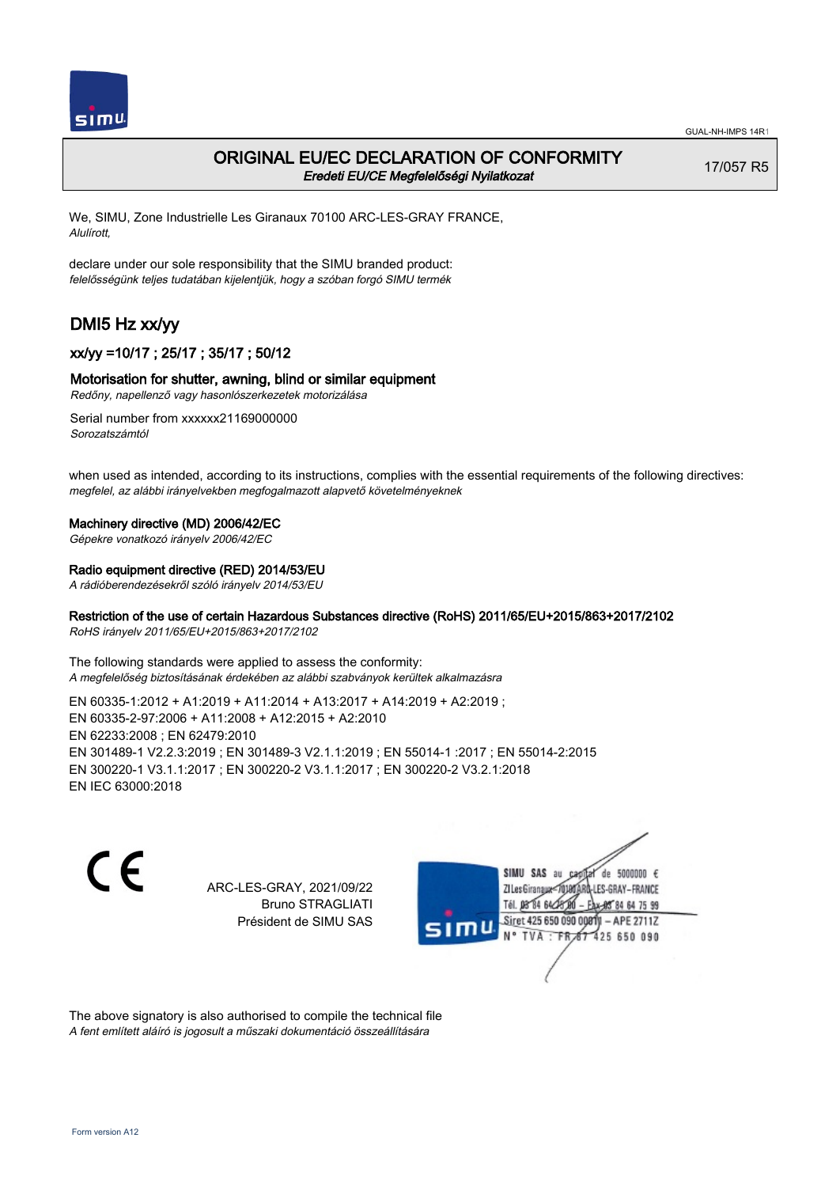# ORIGINAL EU/EC DECLARATION OF CONFORMITY

*Eredeti EU/CE Megfelelőségi Nyilatkozat*

17/057 R5

We, SIMU, Zone Industrielle Les Giranaux 70100 ARC-LES-GRAY FRANCE,
*Alulírott,*

declare under our sole responsibility that the SIMU branded product:
*felelősségünk teljes tudatában kijelentjük, hogy a szóban forgó SIMU termék*

## DMI5 Hz xx/yy

### xx/yy =10/17 ; 25/17 ; 35/17 ; 50/12

### Motorisation for shutter, awning, blind or similar equipment

*Redőny, napellenző vagy hasonlószerkezetek motorizálása*

Serial number from xxxxxx21169000000
*Sorozatszámtól*

when used as intended, according to its instructions, complies with the essential requirements of the following directives:
*megfelel, az alábbi irányelvekben megfogalmazott alapvető követelményeknek*

**Machinery directive (MD) 2006/42/EC**
*Gépekre vonatkozó irányelv 2006/42/EC*

**Radio equipment directive (RED) 2014/53/EU**
*A rádióberendezésekről szóló irányelv 2014/53/EU*

**Restriction of the use of certain Hazardous Substances directive (RoHS) 2011/65/EU+2015/863+2017/2102**
*RoHS irányelv 2011/65/EU+2015/863+2017/2102*

The following standards were applied to assess the conformity:
*A megfelelőség biztosításának érdekében az alábbi szabványok kerültek alkalmazásra*

EN 60335-1:2012 + A1:2019 + A11:2014 + A13:2017 + A14:2019 + A2:2019 ;
EN 60335-2-97:2006 + A11:2008 + A12:2015 + A2:2010
EN 62233:2008 ; EN 62479:2010
EN 301489-1 V2.2.3:2019 ; EN 301489-3 V2.1.1:2019 ; EN 55014-1 :2017 ; EN 55014-2:2015
EN 300220-1 V3.1.1:2017 ; EN 300220-2 V3.1.1:2017 ; EN 300220-2 V3.2.1:2018
EN IEC 63000:2018

ARC-LES-GRAY, 2021/09/22
Bruno STRAGLIATI
Président de SIMU SAS

SIMU SAS au capital de 5000000 €
ZI Les Giranaux 70100 ARC-LES-GRAY-FRANCE
Tél. 03 84 64 75 00 – Fax 03 84 64 75 99
Siret 425 650 090 00011 – APE 2711Z
N° TVA : FR 67 425 650 090

The above signatory is also authorised to compile the technical file
*A fent említett aláíró is jogosult a műszaki dokumentáció összeállítására*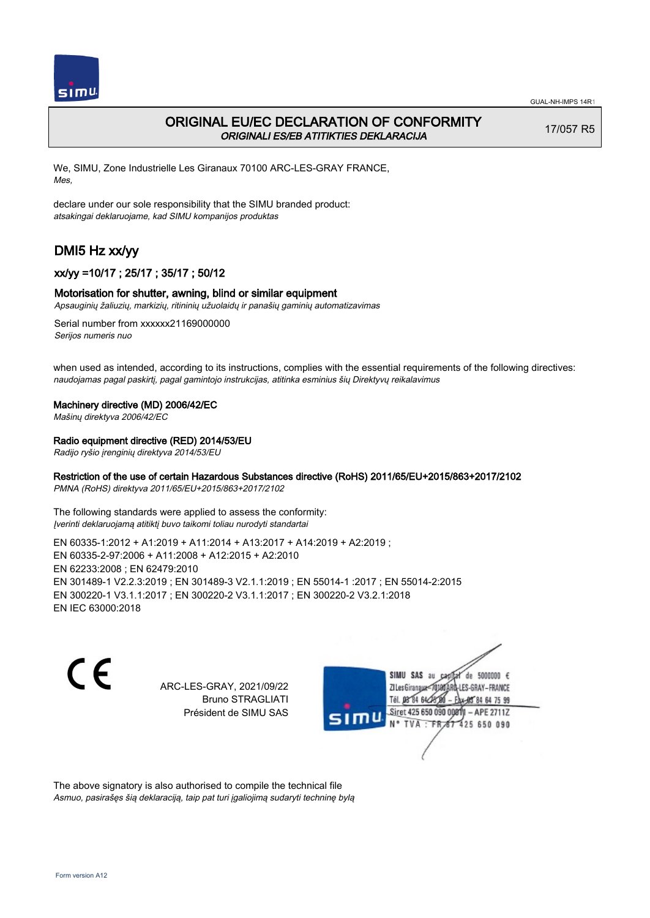# ORIGINAL EU/EC DECLARATION OF CONFORMITY

*ORIGINALI ES/EB ATITIKTIES DEKLARACIJA*

17/057 R5

We, SIMU, Zone Industrielle Les Giranaux 70100 ARC-LES-GRAY FRANCE,
*Mes,*

declare under our sole responsibility that the SIMU branded product:
*atsakingai deklaruojame, kad SIMU kompanijos produktas*

## DMI5 Hz xx/yy

### xx/yy =10/17 ; 25/17 ; 35/17 ; 50/12

### Motorisation for shutter, awning, blind or similar equipment

*Apsauginių žaliuzių, markizių, ritininių užuolaidų ir panašių gaminių automatizavimas*

Serial number from xxxxxx21169000000
*Serijos numeris nuo*

when used as intended, according to its instructions, complies with the essential requirements of the following directives:
*naudojamas pagal paskirtį, pagal gamintojo instrukcijas, atitinka esminius šių Direktyvų reikalavimus*

**Machinery directive (MD) 2006/42/EC**
*Mašinų direktyva 2006/42/EC*

**Radio equipment directive (RED) 2014/53/EU**
*Radijo ryšio įrenginių direktyva 2014/53/EU*

**Restriction of the use of certain Hazardous Substances directive (RoHS) 2011/65/EU+2015/863+2017/2102**
*PMNA (RoHS) direktyva 2011/65/EU+2015/863+2017/2102*

The following standards were applied to assess the conformity:
*Įverinti deklaruojamą atitiktį buvo taikomi toliau nurodyti standartai*

EN 60335-1:2012 + A1:2019 + A11:2014 + A13:2017 + A14:2019 + A2:2019 ;
EN 60335-2-97:2006 + A11:2008 + A12:2015 + A2:2010
EN 62233:2008 ; EN 62479:2010
EN 301489-1 V2.2.3:2019 ; EN 301489-3 V2.1.1:2019 ; EN 55014-1 :2017 ; EN 55014-2:2015
EN 300220-1 V3.1.1:2017 ; EN 300220-2 V3.1.1:2017 ; EN 300220-2 V3.2.1:2018
EN IEC 63000:2018

CE

ARC-LES-GRAY, 2021/09/22
Bruno STRAGLIATI
Président de SIMU SAS

SIMU SAS au capital de 5000000 €
ZI Les Giranaux 70100 ARC-LES-GRAY-FRANCE
Tél. 03 84 64 75 00 – Fax 03 84 64 75 99
Siret 425 650 090 00011 – APE 2711Z
N° TVA : FR 67 425 650 090

The above signatory is also authorised to compile the technical file
*Asmuo, pasirašęs šią deklaraciją, taip pat turi įgaliojimą sudaryti techninę bylą*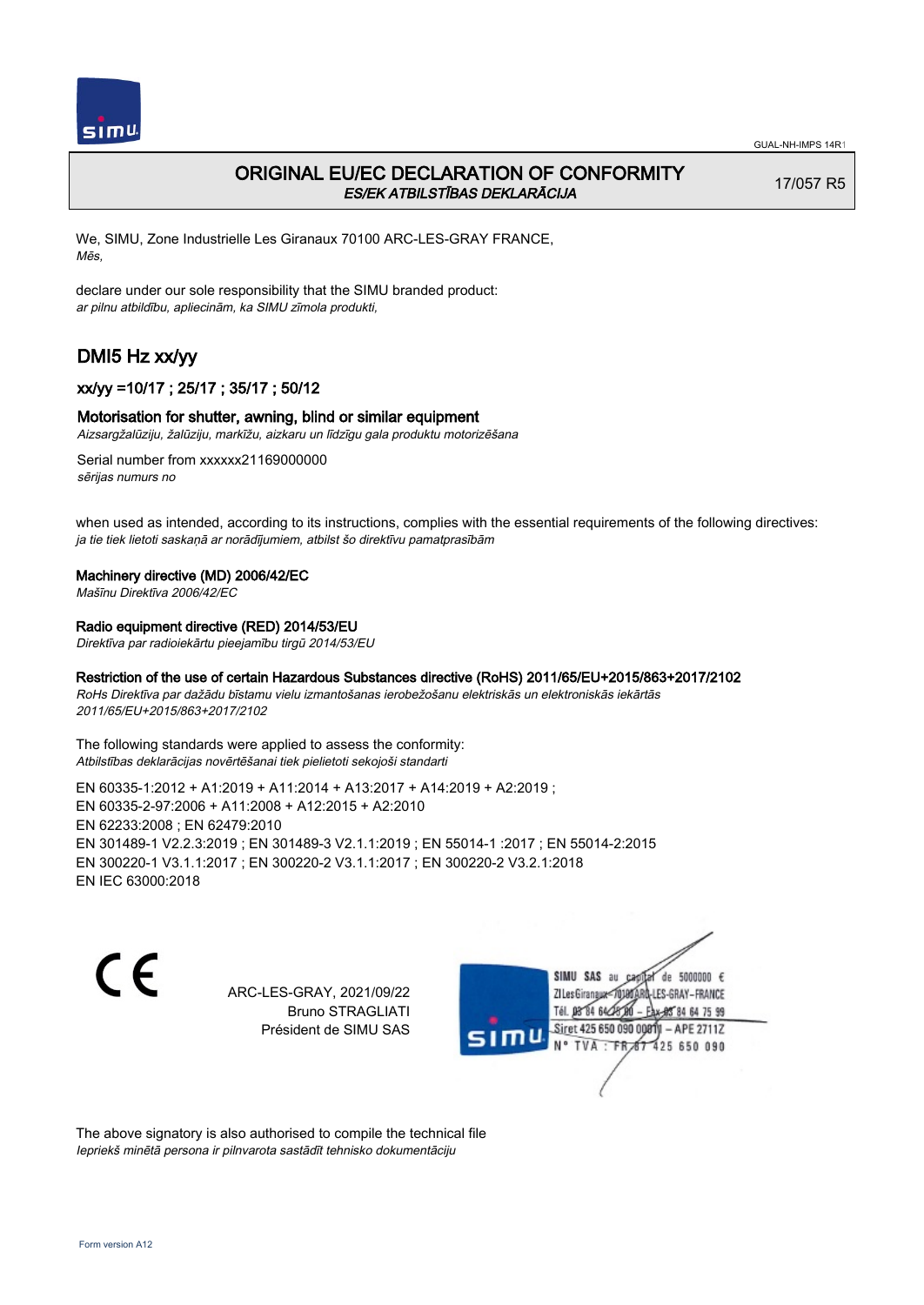# ORIGINAL EU/EC DECLARATION OF CONFORMITY

*ES/EK ATBILSTĪBAS DEKLARĀCIJA*

17/057 R5

We, SIMU, Zone Industrielle Les Giranaux 70100 ARC-LES-GRAY FRANCE,
*Mēs,*

declare under our sole responsibility that the SIMU branded product:
*ar pilnu atbildību, apliecinām, ka SIMU zīmola produkti,*

## DMI5 Hz xx/yy

### xx/yy =10/17 ; 25/17 ; 35/17 ; 50/12

### Motorisation for shutter, awning, blind or similar equipment

*Aizsargžalūziju, žalūziju, markīžu, aizkaru un līdzīgu gala produktu motorizēšana*

Serial number from xxxxxx21169000000
*sērijas numurs no*

when used as intended, according to its instructions, complies with the essential requirements of the following directives:
*ja tie tiek lietoti saskaņā ar norādījumiem, atbilst šo direktīvu pamatprasībām*

**Machinery directive (MD) 2006/42/EC**
*Mašīnu Direktīva 2006/42/EC*

**Radio equipment directive (RED) 2014/53/EU**
*Direktīva par radioiekārtu pieejamību tirgū 2014/53/EU*

**Restriction of the use of certain Hazardous Substances directive (RoHS) 2011/65/EU+2015/863+2017/2102**
*RoHs Direktīva par dažādu bīstamu vielu izmantošanas ierobežošanu elektriskās un elektroniskās iekārtās 2011/65/EU+2015/863+2017/2102*

The following standards were applied to assess the conformity:
*Atbilstības deklarācijas novērtēšanai tiek pielietoti sekojoši standarti*

EN 60335-1:2012 + A1:2019 + A11:2014 + A13:2017 + A14:2019 + A2:2019 ;
EN 60335-2-97:2006 + A11:2008 + A12:2015 + A2:2010
EN 62233:2008 ; EN 62479:2010
EN 301489-1 V2.2.3:2019 ; EN 301489-3 V2.1.1:2019 ; EN 55014-1 :2017 ; EN 55014-2:2015
EN 300220-1 V3.1.1:2017 ; EN 300220-2 V3.1.1:2017 ; EN 300220-2 V3.2.1:2018
EN IEC 63000:2018

CE

ARC-LES-GRAY, 2021/09/22
Bruno STRAGLIATI
Président de SIMU SAS

SIMU SAS au capital de 5000000 €
ZI Les Giranaux 70100 ARC-LES-GRAY-FRANCE
Tél. 03 84 64 75 00 – Fax 03 84 64 75 99
Siret 425 650 090 00011 – APE 2711Z
N° TVA : FR 87 425 650 090

The above signatory is also authorised to compile the technical file
*Iepriekš minētā persona ir pilnvarota sastādīt tehnisko dokumentāciju*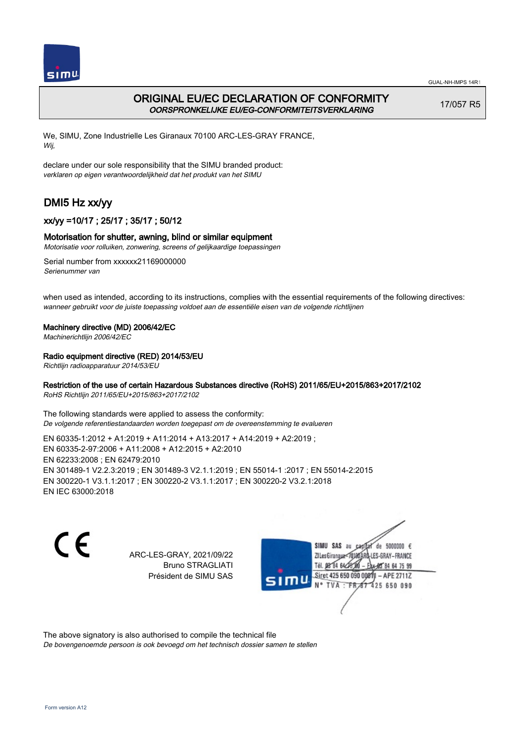# ORIGINAL EU/EC DECLARATION OF CONFORMITY

*OORSPRONKELIJKE EU/EG-CONFORMITEITSVERKLARING*

17/057 R5

We, SIMU, Zone Industrielle Les Giranaux 70100 ARC-LES-GRAY FRANCE,
*Wij,*

declare under our sole responsibility that the SIMU branded product:
*verklaren op eigen verantwoordelijkheid dat het produkt van het SIMU*

## DMI5 Hz xx/yy

### xx/yy =10/17 ; 25/17 ; 35/17 ; 50/12

### Motorisation for shutter, awning, blind or similar equipment

*Motorisatie voor rolluiken, zonwering, screens of gelijkaardige toepassingen*

Serial number from xxxxxx21169000000
*Serienummer van*

when used as intended, according to its instructions, complies with the essential requirements of the following directives:
*wanneer gebruikt voor de juiste toepassing voldoet aan de essentiële eisen van de volgende richtlijnen*

**Machinery directive (MD) 2006/42/EC**
*Machinerichtlijn 2006/42/EC*

**Radio equipment directive (RED) 2014/53/EU**
*Richtlijn radioapparatuur 2014/53/EU*

**Restriction of the use of certain Hazardous Substances directive (RoHS) 2011/65/EU+2015/863+2017/2102**
*RoHS Richtlijn 2011/65/EU+2015/863+2017/2102*

The following standards were applied to assess the conformity:
*De volgende referentiestandaarden worden toegepast om de overeenstemming te evalueren*

EN 60335-1:2012 + A1:2019 + A11:2014 + A13:2017 + A14:2019 + A2:2019 ;
EN 60335-2-97:2006 + A11:2008 + A12:2015 + A2:2010
EN 62233:2008 ; EN 62479:2010
EN 301489-1 V2.2.3:2019 ; EN 301489-3 V2.1.1:2019 ; EN 55014-1 :2017 ; EN 55014-2:2015
EN 300220-1 V3.1.1:2017 ; EN 300220-2 V3.1.1:2017 ; EN 300220-2 V3.2.1:2018
EN IEC 63000:2018

ARC-LES-GRAY, 2021/09/22
Bruno STRAGLIATI
Président de SIMU SAS

SIMU SAS au capital de 5000000 €
ZI Les Giranaux 70100 ARC-LES-GRAY-FRANCE
Tél. 03 84 64 75 00 – Fax 03 84 64 75 99
Siret 425 650 090 00011 – APE 2711Z
N° TVA : FR 67 425 650 090

The above signatory is also authorised to compile the technical file
*De bovengenoemde persoon is ook bevoegd om het technisch dossier samen te stellen*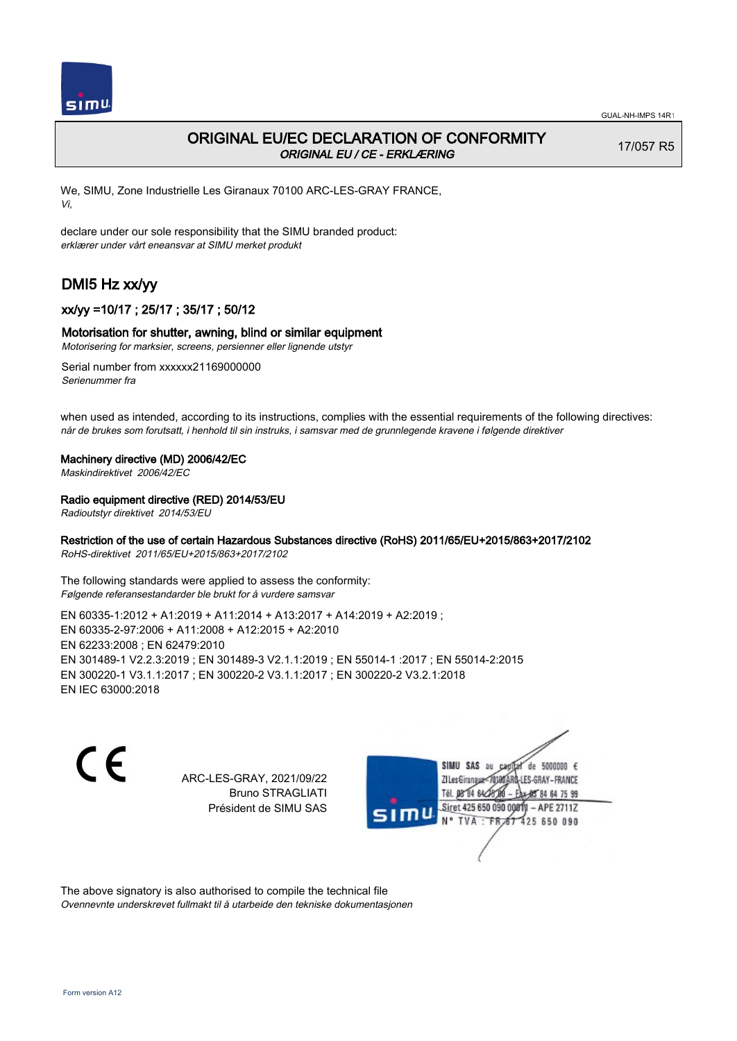GUAL-NH-IMPS 14R1

# ORIGINAL EU/EC DECLARATION OF CONFORMITY

*ORIGINAL EU / CE - ERKLÆRING*

17/057 R5

We, SIMU, Zone Industrielle Les Giranaux 70100 ARC-LES-GRAY FRANCE,
*Vi,*

declare under our sole responsibility that the SIMU branded product:
*erklærer under vårt eneansvar at SIMU merket produkt*

## DMI5 Hz xx/yy

### xx/yy =10/17 ; 25/17 ; 35/17 ; 50/12

### Motorisation for shutter, awning, blind or similar equipment

*Motorisering for marksier, screens, persienner eller lignende utstyr*

Serial number from xxxxxx21169000000
*Serienummer fra*

when used as intended, according to its instructions, complies with the essential requirements of the following directives:
*når de brukes som forutsatt, i henhold til sin instruks, i samsvar med de grunnlegende kravene i følgende direktiver*

**Machinery directive (MD) 2006/42/EC**
*Maskindirektivet 2006/42/EC*

**Radio equipment directive (RED) 2014/53/EU**
*Radioutstyr direktivet 2014/53/EU*

**Restriction of the use of certain Hazardous Substances directive (RoHS) 2011/65/EU+2015/863+2017/2102**
*RoHS-direktivet 2011/65/EU+2015/863+2017/2102*

The following standards were applied to assess the conformity:
*Følgende referansestandarder ble brukt for å vurdere samsvar*

EN 60335-1:2012 + A1:2019 + A11:2014 + A13:2017 + A14:2019 + A2:2019 ;
EN 60335-2-97:2006 + A11:2008 + A12:2015 + A2:2010
EN 62233:2008 ; EN 62479:2010
EN 301489-1 V2.2.3:2019 ; EN 301489-3 V2.1.1:2019 ; EN 55014-1 :2017 ; EN 55014-2:2015
EN 300220-1 V3.1.1:2017 ; EN 300220-2 V3.1.1:2017 ; EN 300220-2 V3.2.1:2018
EN IEC 63000:2018

CE

ARC-LES-GRAY, 2021/09/22
Bruno STRAGLIATI
Président de SIMU SAS

SIMU SAS au capital de 5000000 €
ZI Les Giranaux 70100 ARC-LES-GRAY-FRANCE
Tél. 03 84 64 75 00 – Fax 03 84 64 75 99
Siret 425 650 090 00011 – APE 2711Z
N° TVA : FR 67 425 650 090

The above signatory is also authorised to compile the technical file
*Ovennevnte underskrevet fullmakt til å utarbeide den tekniske dokumentasjonen*

Form version A12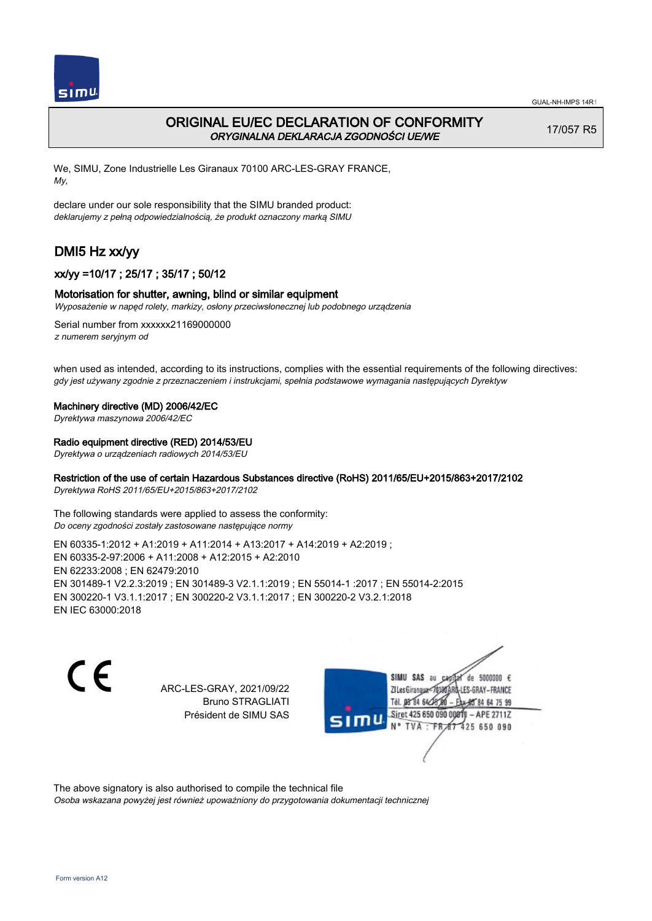# ORIGINAL EU/EC DECLARATION OF CONFORMITY

*ORYGINALNA DEKLARACJA ZGODNOŚCI UE/WE*

17/057 R5

We, SIMU, Zone Industrielle Les Giranaux 70100 ARC-LES-GRAY FRANCE,
*My,*

declare under our sole responsibility that the SIMU branded product:
*deklarujemy z pełną odpowiedzialnością, że produkt oznaczony marką SIMU*

## DMI5 Hz xx/yy

### xx/yy =10/17 ; 25/17 ; 35/17 ; 50/12

### Motorisation for shutter, awning, blind or similar equipment

*Wyposażenie w napęd rolety, markizy, osłony przeciwsłonecznej lub podobnego urządzenia*

Serial number from xxxxxx21169000000
*z numerem seryjnym od*

when used as intended, according to its instructions, complies with the essential requirements of the following directives:
*gdy jest używany zgodnie z przeznaczeniem i instrukcjami, spełnia podstawowe wymagania następujących Dyrektyw*

**Machinery directive (MD) 2006/42/EC**
*Dyrektywa maszynowa 2006/42/EC*

**Radio equipment directive (RED) 2014/53/EU**
*Dyrektywa o urządzeniach radiowych 2014/53/EU*

**Restriction of the use of certain Hazardous Substances directive (RoHS) 2011/65/EU+2015/863+2017/2102**
*Dyrektywa RoHS 2011/65/EU+2015/863+2017/2102*

The following standards were applied to assess the conformity:
*Do oceny zgodności zostały zastosowane następujące normy*

EN 60335-1:2012 + A1:2019 + A11:2014 + A13:2017 + A14:2019 + A2:2019 ;
EN 60335-2-97:2006 + A11:2008 + A12:2015 + A2:2010
EN 62233:2008 ; EN 62479:2010
EN 301489-1 V2.2.3:2019 ; EN 301489-3 V2.1.1:2019 ; EN 55014-1 :2017 ; EN 55014-2:2015
EN 300220-1 V3.1.1:2017 ; EN 300220-2 V3.1.1:2017 ; EN 300220-2 V3.2.1:2018
EN IEC 63000:2018

ARC-LES-GRAY, 2021/09/22
Bruno STRAGLIATI
Président de SIMU SAS

SIMU SAS au capital de 5000000 €
ZI Les Giranaux 70100 ARC-LES-GRAY-FRANCE
Tél. 03 84 64 75 00 – Fax 03 84 64 75 99
Siret 425 650 090 00011 – APE 2711Z
N° TVA : FR 67 425 650 090

The above signatory is also authorised to compile the technical file
*Osoba wskazana powyżej jest również upoważniony do przygotowania dokumentacji technicznej*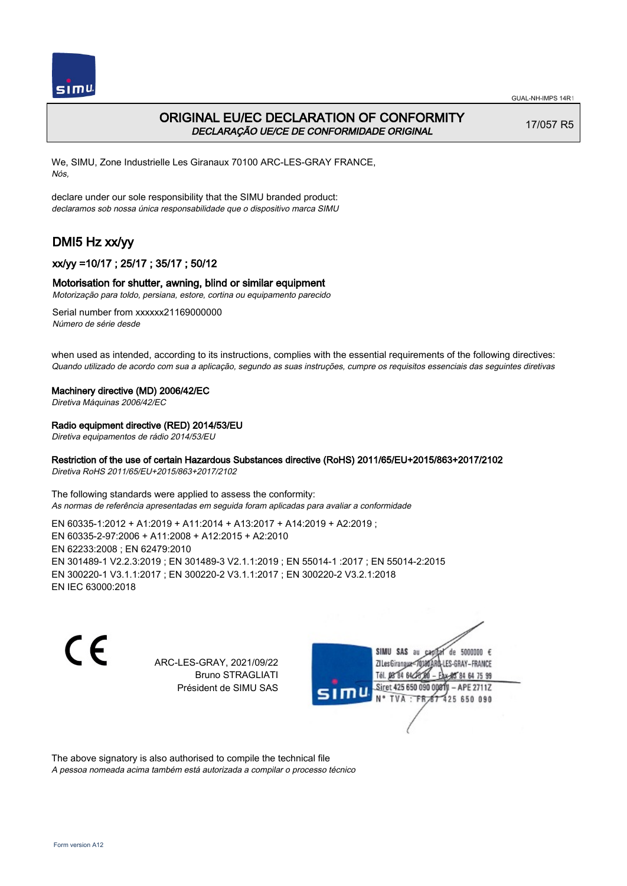# ORIGINAL EU/EC DECLARATION OF CONFORMITY

*DECLARAÇÃO UE/CE DE CONFORMIDADE ORIGINAL*

17/057 R5

We, SIMU, Zone Industrielle Les Giranaux 70100 ARC-LES-GRAY FRANCE,
*Nós,*

declare under our sole responsibility that the SIMU branded product:
*declaramos sob nossa única responsabilidade que o dispositivo marca SIMU*

## DMI5 Hz xx/yy

### xx/yy =10/17 ; 25/17 ; 35/17 ; 50/12

### Motorisation for shutter, awning, blind or similar equipment

*Motorização para toldo, persiana, estore, cortina ou equipamento parecido*

Serial number from xxxxxx21169000000
*Número de série desde*

when used as intended, according to its instructions, complies with the essential requirements of the following directives:
*Quando utilizado de acordo com sua a aplicação, segundo as suas instruções, cumpre os requisitos essenciais das seguintes diretivas*

**Machinery directive (MD) 2006/42/EC**
*Diretiva Máquinas 2006/42/EC*

**Radio equipment directive (RED) 2014/53/EU**
*Diretiva equipamentos de rádio 2014/53/EU*

**Restriction of the use of certain Hazardous Substances directive (RoHS) 2011/65/EU+2015/863+2017/2102**
*Diretiva RoHS 2011/65/EU+2015/863+2017/2102*

The following standards were applied to assess the conformity:
*As normas de referência apresentadas em seguida foram aplicadas para avaliar a conformidade*

EN 60335-1:2012 + A1:2019 + A11:2014 + A13:2017 + A14:2019 + A2:2019 ;
EN 60335-2-97:2006 + A11:2008 + A12:2015 + A2:2010
EN 62233:2008 ; EN 62479:2010
EN 301489-1 V2.2.3:2019 ; EN 301489-3 V2.1.1:2019 ; EN 55014-1 :2017 ; EN 55014-2:2015
EN 300220-1 V3.1.1:2017 ; EN 300220-2 V3.1.1:2017 ; EN 300220-2 V3.2.1:2018
EN IEC 63000:2018

CE

ARC-LES-GRAY, 2021/09/22
Bruno STRAGLIATI
Président de SIMU SAS

SIMU SAS au capital de 5000000 €
ZI Les Giranaux 70100 ARC-LES-GRAY-FRANCE
Tél. 03 84 64 75 00 – Fax 03 84 64 75 99
Siret 425 650 090 00011 – APE 2711Z
N° TVA : FR 67 425 650 090

The above signatory is also authorised to compile the technical file
*A pessoa nomeada acima também está autorizada a compilar o processo técnico*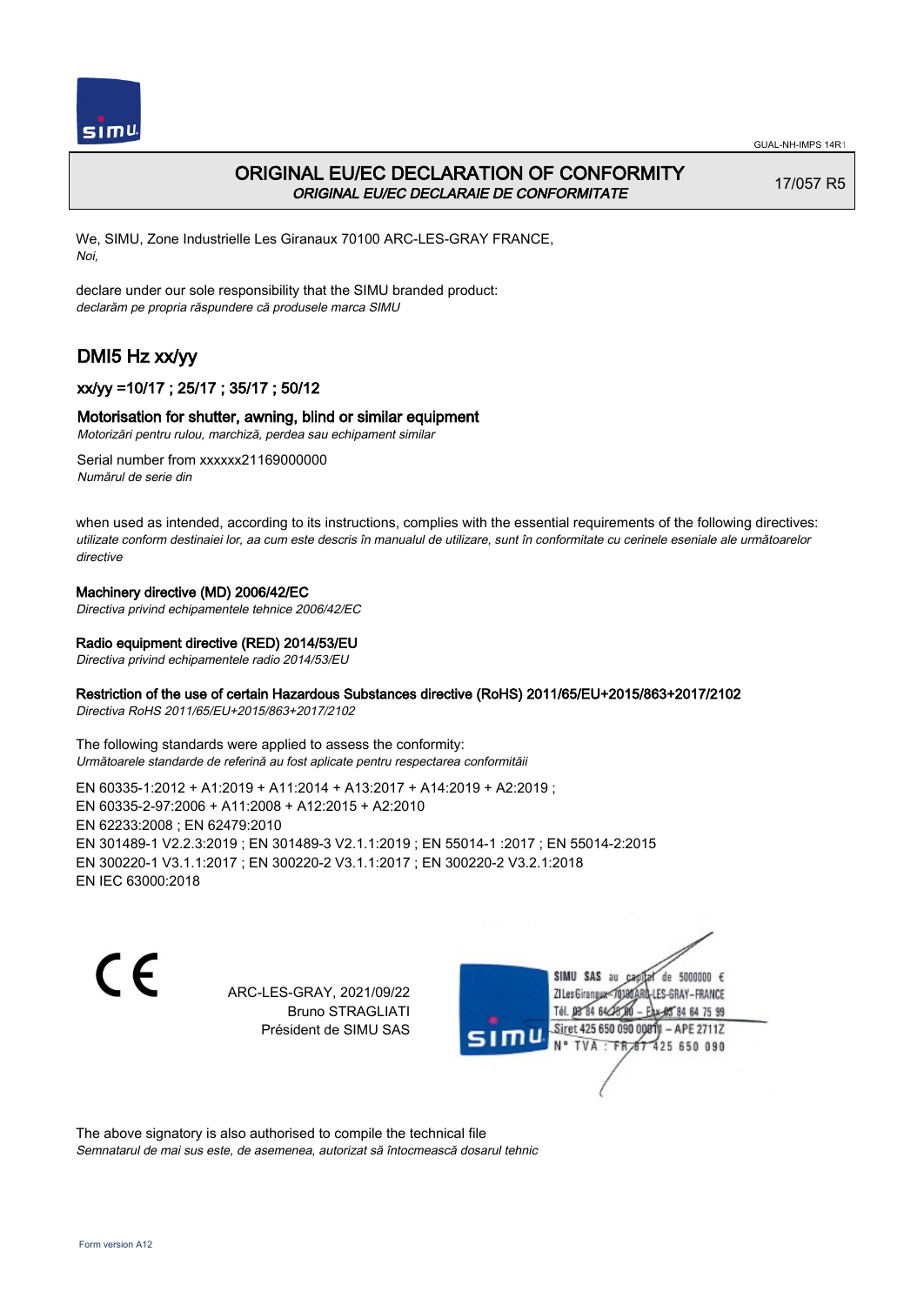GUAL-NH-IMPS 14R1

# ORIGINAL EU/EC DECLARATION OF CONFORMITY

*ORIGINAL EU/EC DECLARAIE DE CONFORMITATE*

17/057 R5

We, SIMU, Zone Industrielle Les Giranaux 70100 ARC-LES-GRAY FRANCE,
*Noi,*

declare under our sole responsibility that the SIMU branded product:
*declarăm pe propria răspundere că produsele marca SIMU*

## DMI5 Hz xx/yy

### xx/yy =10/17 ; 25/17 ; 35/17 ; 50/12

### Motorisation for shutter, awning, blind or similar equipment

*Motorizări pentru rulou, marchiză, perdea sau echipament similar*

Serial number from xxxxxx21169000000
*Numărul de serie din*

when used as intended, according to its instructions, complies with the essential requirements of the following directives:
*utilizate conform destinaiei lor, aa cum este descris în manualul de utilizare, sunt în conformitate cu cerinele eseniale ale următoarelor directive*

**Machinery directive (MD) 2006/42/EC**
*Directiva privind echipamentele tehnice 2006/42/EC*

**Radio equipment directive (RED) 2014/53/EU**
*Directiva privind echipamentele radio 2014/53/EU*

**Restriction of the use of certain Hazardous Substances directive (RoHS) 2011/65/EU+2015/863+2017/2102**
*Directiva RoHS 2011/65/EU+2015/863+2017/2102*

The following standards were applied to assess the conformity:
*Următoarele standarde de referină au fost aplicate pentru respectarea conformităii*

EN 60335-1:2012 + A1:2019 + A11:2014 + A13:2017 + A14:2019 + A2:2019 ;
EN 60335-2-97:2006 + A11:2008 + A12:2015 + A2:2010
EN 62233:2008 ; EN 62479:2010
EN 301489-1 V2.2.3:2019 ; EN 301489-3 V2.1.1:2019 ; EN 55014-1 :2017 ; EN 55014-2:2015
EN 300220-1 V3.1.1:2017 ; EN 300220-2 V3.1.1:2017 ; EN 300220-2 V3.2.1:2018
EN IEC 63000:2018

CE

ARC-LES-GRAY, 2021/09/22
Bruno STRAGLIATI
Président de SIMU SAS

SIMU SAS au capital de 5000000 €
ZI Les Giranaux 70100 ARC-LES-GRAY-FRANCE
Tél. 03 84 64 75 00 – Fax 03 84 64 75 99
Siret 425 650 090 00011 – APE 2711Z
N° TVA : FR 87 425 650 090

The above signatory is also authorised to compile the technical file
*Semnatarul de mai sus este, de asemenea, autorizat să întocmească dosarul tehnic*

Form version A12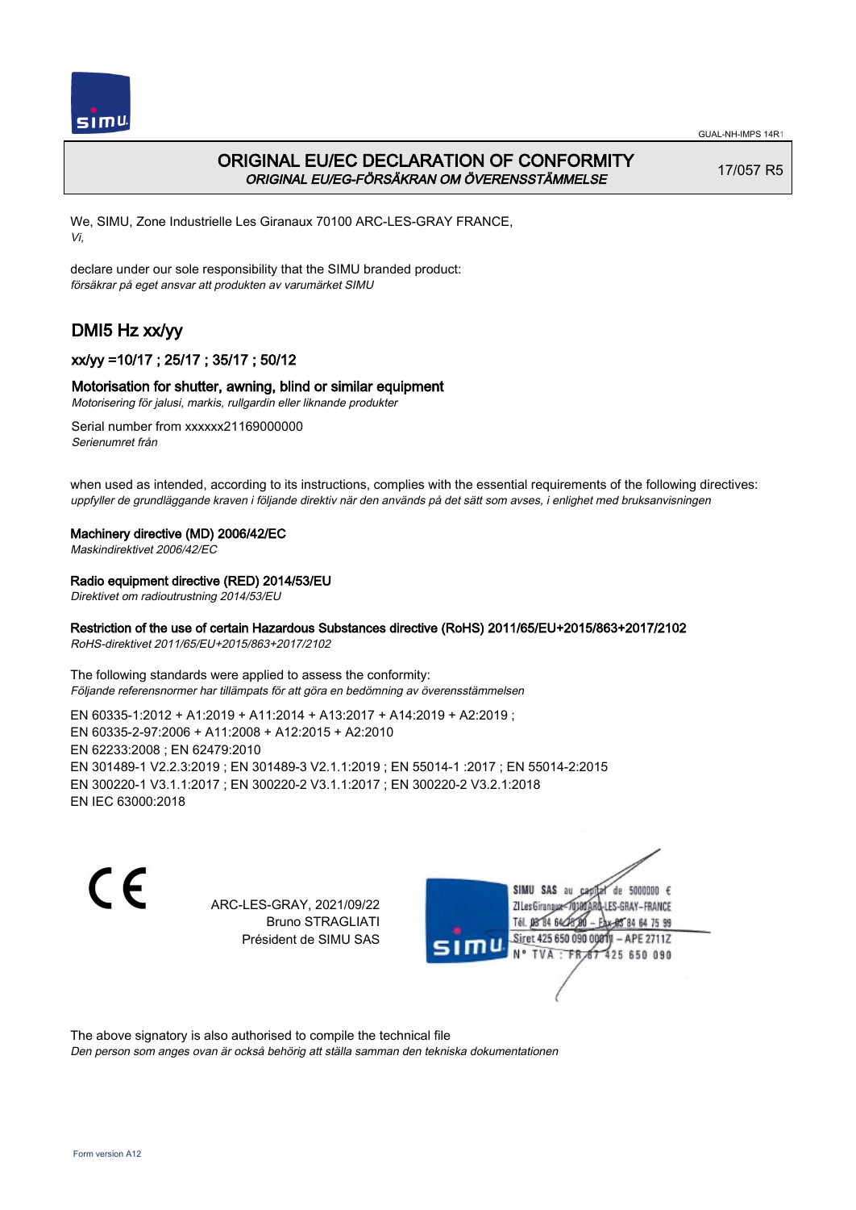GUAL-NH-IMPS 14R1

# ORIGINAL EU/EC DECLARATION OF CONFORMITY

*ORIGINAL EU/EG-FÖRSÄKRAN OM ÖVERENSSTÄMMELSE*

17/057 R5

We, SIMU, Zone Industrielle Les Giranaux 70100 ARC-LES-GRAY FRANCE,
*Vi,*

declare under our sole responsibility that the SIMU branded product:
*försäkrar på eget ansvar att produkten av varumärket SIMU*

## DMI5 Hz xx/yy

### xx/yy =10/17 ; 25/17 ; 35/17 ; 50/12

### Motorisation for shutter, awning, blind or similar equipment

*Motorisering för jalusi, markis, rullgardin eller liknande produkter*

Serial number from xxxxxx21169000000
*Serienumret från*

when used as intended, according to its instructions, complies with the essential requirements of the following directives:
*uppfyller de grundläggande kraven i följande direktiv när den används på det sätt som avses, i enlighet med bruksanvisningen*

**Machinery directive (MD) 2006/42/EC**
*Maskindirektivet 2006/42/EC*

**Radio equipment directive (RED) 2014/53/EU**
*Direktivet om radioutrustning 2014/53/EU*

**Restriction of the use of certain Hazardous Substances directive (RoHS) 2011/65/EU+2015/863+2017/2102**
*RoHS-direktivet 2011/65/EU+2015/863+2017/2102*

The following standards were applied to assess the conformity:
*Följande referensnormer har tillämpats för att göra en bedömning av överensstämmelsen*

EN 60335-1:2012 + A1:2019 + A11:2014 + A13:2017 + A14:2019 + A2:2019 ;
EN 60335-2-97:2006 + A11:2008 + A12:2015 + A2:2010
EN 62233:2008 ; EN 62479:2010
EN 301489-1 V2.2.3:2019 ; EN 301489-3 V2.1.1:2019 ; EN 55014-1 :2017 ; EN 55014-2:2015
EN 300220-1 V3.1.1:2017 ; EN 300220-2 V3.1.1:2017 ; EN 300220-2 V3.2.1:2018
EN IEC 63000:2018

ARC-LES-GRAY, 2021/09/22
Bruno STRAGLIATI
Président de SIMU SAS

SIMU SAS au capital de 5000000 €
ZI Les Giranaux 70100 ARC-LES-GRAY-FRANCE
Tél. 03 84 64 75 00 – Fax 03 84 64 75 99
Siret 425 650 090 00011 – APE 2711Z
N° TVA : FR 87 425 650 090

The above signatory is also authorised to compile the technical file
*Den person som anges ovan är också behörig att ställa samman den tekniska dokumentationen*

Form version A12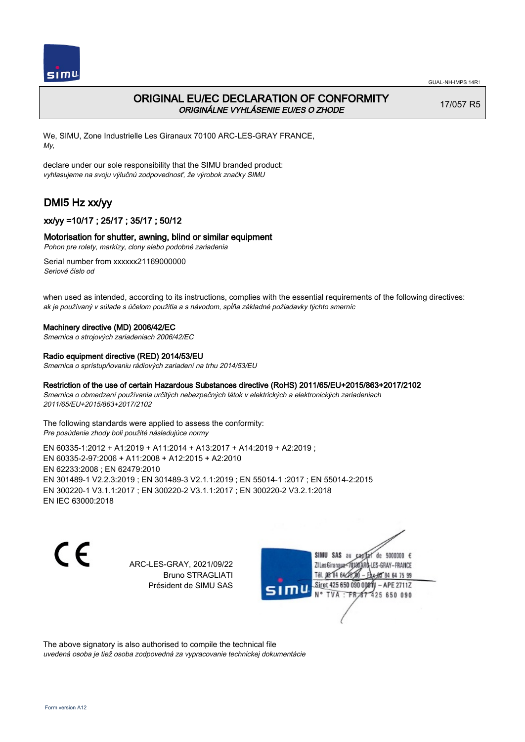# ORIGINAL EU/EC DECLARATION OF CONFORMITY
*ORIGINÁLNE VYHLÁSENIE EU/ES O ZHODE*

17/057 R5

We, SIMU, Zone Industrielle Les Giranaux 70100 ARC-LES-GRAY FRANCE,
*My,*

declare under our sole responsibility that the SIMU branded product:
*vyhlasujeme na svoju výlučnú zodpovednosť, že výrobok značky SIMU*

## DMI5 Hz xx/yy

### xx/yy =10/17 ; 25/17 ; 35/17 ; 50/12

### Motorisation for shutter, awning, blind or similar equipment
*Pohon pre rolety, markízy, clony alebo podobné zariadenia*

Serial number from xxxxxx21169000000
*Seriové číslo od*

when used as intended, according to its instructions, complies with the essential requirements of the following directives:
*ak je používaný v súlade s účelom použitia a s návodom, spĺňa základné požiadavky týchto smerníc*

**Machinery directive (MD) 2006/42/EC**
*Smernica o strojových zariadeniach 2006/42/EC*

**Radio equipment directive (RED) 2014/53/EU**
*Smernica o sprístupňovaniu rádiových zariadení na trhu 2014/53/EU*

**Restriction of the use of certain Hazardous Substances directive (RoHS) 2011/65/EU+2015/863+2017/2102**
*Smernica o obmedzení používania určitých nebezpečných látok v elektrických a elektronických zariadeniach 2011/65/EU+2015/863+2017/2102*

The following standards were applied to assess the conformity:
*Pre posúdenie zhody boli použité následujúce normy*

EN 60335-1:2012 + A1:2019 + A11:2014 + A13:2017 + A14:2019 + A2:2019 ;
EN 60335-2-97:2006 + A11:2008 + A12:2015 + A2:2010
EN 62233:2008 ; EN 62479:2010
EN 301489-1 V2.2.3:2019 ; EN 301489-3 V2.1.1:2019 ; EN 55014-1 :2017 ; EN 55014-2:2015
EN 300220-1 V3.1.1:2017 ; EN 300220-2 V3.1.1:2017 ; EN 300220-2 V3.2.1:2018
EN IEC 63000:2018

CE

ARC-LES-GRAY, 2021/09/22
Bruno STRAGLIATI
Président de SIMU SAS

SIMU SAS au capital de 5000000 €
ZI Les Giranaux 70100 ARC-LES-GRAY-FRANCE
Tél. 03 84 64 75 00 – Fax 03 84 64 75 99
Siret 425 650 090 00011 – APE 2711Z
N° TVA : FR 87 425 650 090

The above signatory is also authorised to compile the technical file
*uvedená osoba je tiež osoba zodpovedná za vypracovanie technickej dokumentácie*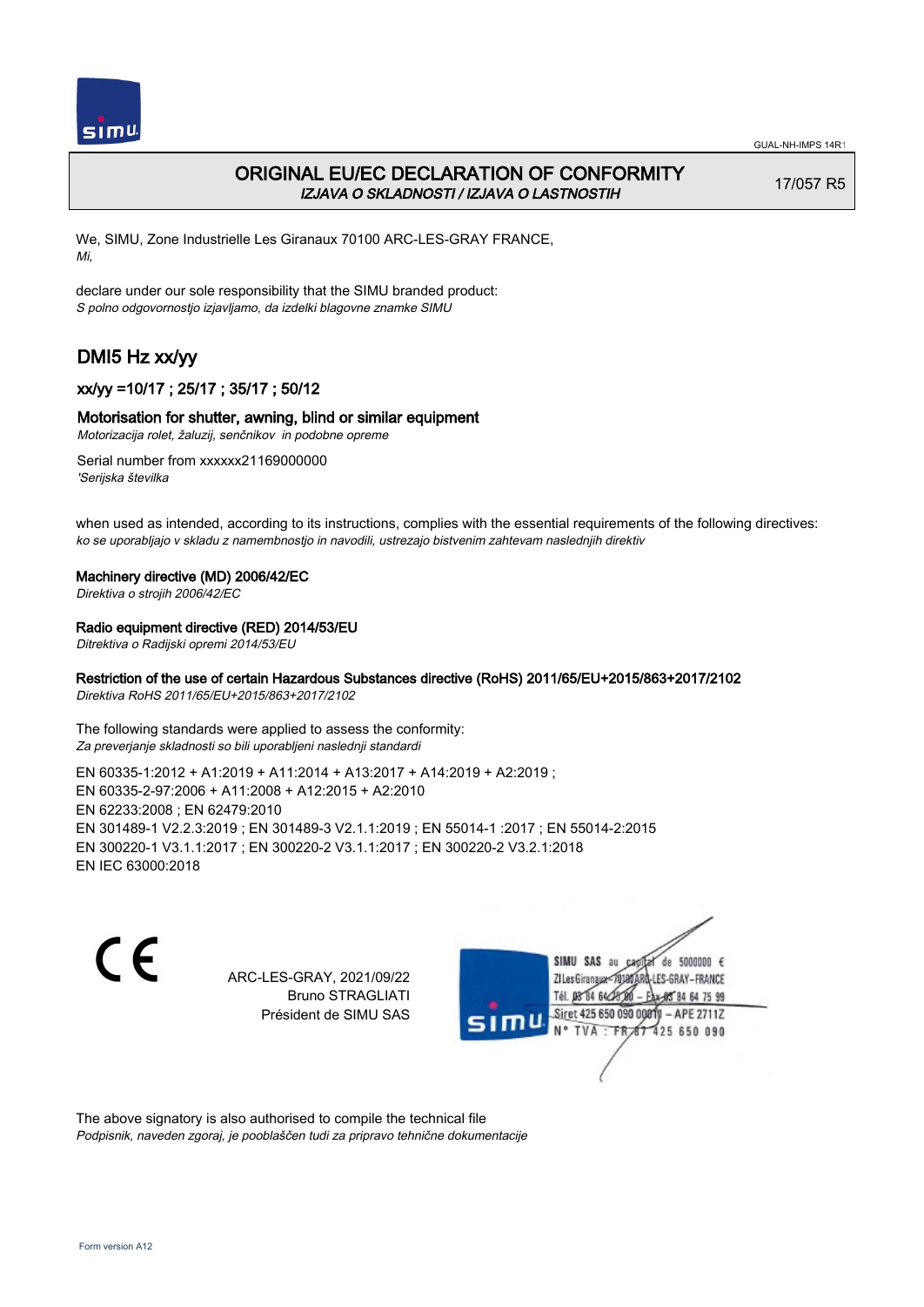# ORIGINAL EU/EC DECLARATION OF CONFORMITY

*IZJAVA O SKLADNOSTI / IZJAVA O LASTNOSTIH*

17/057 R5

We, SIMU, Zone Industrielle Les Giranaux 70100 ARC-LES-GRAY FRANCE,
*Mi,*

declare under our sole responsibility that the SIMU branded product:
*S polno odgovornostjo izjavljamo, da izdelki blagovne znamke SIMU*

## DMI5 Hz xx/yy

### xx/yy =10/17 ; 25/17 ; 35/17 ; 50/12

### Motorisation for shutter, awning, blind or similar equipment

*Motorizacija rolet, žaluzij, senčnikov in podobne opreme*

Serial number from xxxxxx21169000000
*'Serijska številka*

when used as intended, according to its instructions, complies with the essential requirements of the following directives:
*ko se uporabljajo v skladu z namembnostjo in navodili, ustrezajo bistvenim zahtevam naslednjih direktiv*

**Machinery directive (MD) 2006/42/EC**
*Direktiva o strojih 2006/42/EC*

**Radio equipment directive (RED) 2014/53/EU**
*Ditrektiva o Radijski opremi 2014/53/EU*

**Restriction of the use of certain Hazardous Substances directive (RoHS) 2011/65/EU+2015/863+2017/2102**
*Direktiva RoHS 2011/65/EU+2015/863+2017/2102*

The following standards were applied to assess the conformity:
*Za preverjanje skladnosti so bili uporabljeni naslednji standardi*

EN 60335-1:2012 + A1:2019 + A11:2014 + A13:2017 + A14:2019 + A2:2019 ;
EN 60335-2-97:2006 + A11:2008 + A12:2015 + A2:2010
EN 62233:2008 ; EN 62479:2010
EN 301489-1 V2.2.3:2019 ; EN 301489-3 V2.1.1:2019 ; EN 55014-1 :2017 ; EN 55014-2:2015
EN 300220-1 V3.1.1:2017 ; EN 300220-2 V3.1.1:2017 ; EN 300220-2 V3.2.1:2018
EN IEC 63000:2018

CE

ARC-LES-GRAY, 2021/09/22
Bruno STRAGLIATI
Président de SIMU SAS

SIMU SAS au capital de 5000000 €
ZI Les Giranaux 70100 ARC-LES-GRAY-FRANCE
Tél. 03 84 64 28 00 – Fax 03 84 64 75 99
Siret 425 650 090 00011 – APE 2711Z
N° TVA : FR 67 425 650 090

The above signatory is also authorised to compile the technical file
*Podpisnik, naveden zgoraj, je pooblaščen tudi za pripravo tehnične dokumentacije*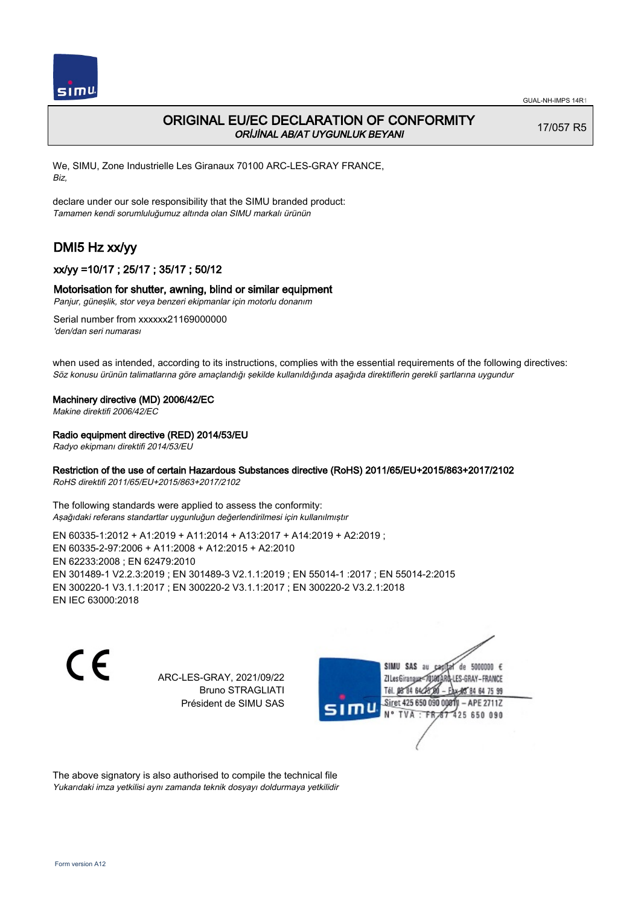# ORIGINAL EU/EC DECLARATION OF CONFORMITY

*ORİJİNAL AB/AT UYGUNLUK BEYANI*

17/057 R5

We, SIMU, Zone Industrielle Les Giranaux 70100 ARC-LES-GRAY FRANCE,
*Biz,*

declare under our sole responsibility that the SIMU branded product:
*Tamamen kendi sorumluluğumuz altında olan SIMU markalı ürünün*

## DMI5 Hz xx/yy

### xx/yy =10/17 ; 25/17 ; 35/17 ; 50/12

### Motorisation for shutter, awning, blind or similar equipment

*Panjur, güneşlik, stor veya benzeri ekipmanlar için motorlu donanım*

Serial number from xxxxxx21169000000
*'den/dan seri numarası*

when used as intended, according to its instructions, complies with the essential requirements of the following directives:
*Söz konusu ürünün talimatlarına göre amaçlandığı şekilde kullanıldığında aşağıda direktiflerin gerekli şartlarına uygundur*

**Machinery directive (MD) 2006/42/EC**
*Makine direktifi 2006/42/EC*

**Radio equipment directive (RED) 2014/53/EU**
*Radyo ekipmanı direktifi 2014/53/EU*

**Restriction of the use of certain Hazardous Substances directive (RoHS) 2011/65/EU+2015/863+2017/2102**
*RoHS direktifi 2011/65/EU+2015/863+2017/2102*

The following standards were applied to assess the conformity:
*Aşağıdaki referans standartlar uygunluğun değerlendirilmesi için kullanılmıştır*

EN 60335-1:2012 + A1:2019 + A11:2014 + A13:2017 + A14:2019 + A2:2019 ;
EN 60335-2-97:2006 + A11:2008 + A12:2015 + A2:2010
EN 62233:2008 ; EN 62479:2010
EN 301489-1 V2.2.3:2019 ; EN 301489-3 V2.1.1:2019 ; EN 55014-1 :2017 ; EN 55014-2:2015
EN 300220-1 V3.1.1:2017 ; EN 300220-2 V3.1.1:2017 ; EN 300220-2 V3.2.1:2018
EN IEC 63000:2018

CE

ARC-LES-GRAY, 2021/09/22
Bruno STRAGLIATI
Président de SIMU SAS

SIMU SAS au capital de 5000000 €
ZI Les Giranaux 70100 ARC-LES-GRAY-FRANCE
Tél. 03 84 64 75 00 – Fax 03 84 64 75 99
Siret 425 650 090 00011 – APE 2711Z
N° TVA : FR 67 425 650 090

The above signatory is also authorised to compile the technical file
*Yukarıdaki imza yetkilisi aynı zamanda teknik dosyayı doldurmaya yetkilidir*